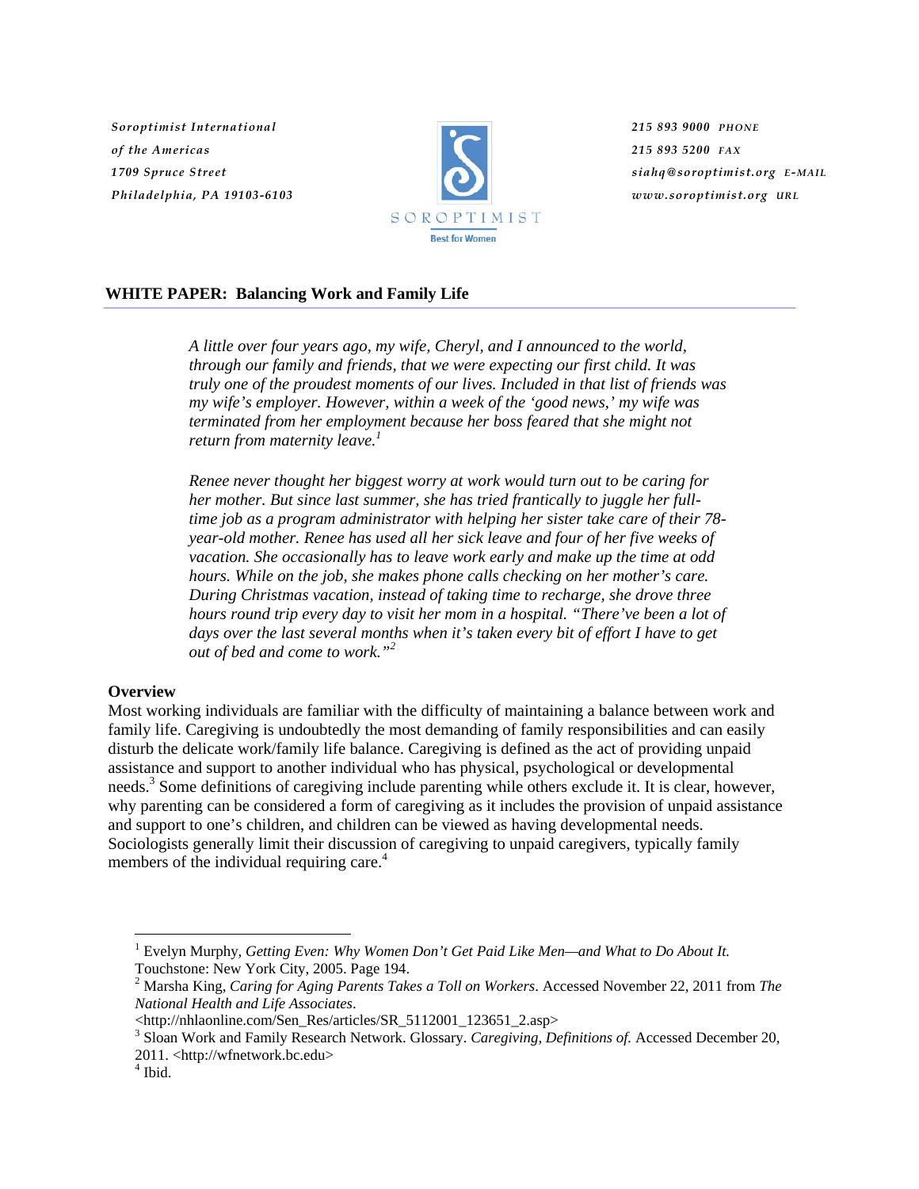Soroptimist International
of the Americas
1709 Spruce Street
Philadelphia, PA 19103-6103

SOROPTIMIST
Best for Women

215 893 9000 PHONE
215 893 5200 FAX
siahq@soroptimist.org E-MAIL
www.soroptimist.org URL

## WHITE PAPER: Balancing Work and Family Life

> *A little over four years ago, my wife, Cheryl, and I announced to the world, through our family and friends, that we were expecting our first child. It was truly one of the proudest moments of our lives. Included in that list of friends was my wife's employer. However, within a week of the 'good news,' my wife was terminated from her employment because her boss feared that she might not return from maternity leave.*[1]

> *Renee never thought her biggest worry at work would turn out to be caring for her mother. But since last summer, she has tried frantically to juggle her full-time job as a program administrator with helping her sister take care of their 78-year-old mother. Renee has used all her sick leave and four of her five weeks of vacation. She occasionally has to leave work early and make up the time at odd hours. While on the job, she makes phone calls checking on her mother's care. During Christmas vacation, instead of taking time to recharge, she drove three hours round trip every day to visit her mom in a hospital. "There've been a lot of days over the last several months when it's taken every bit of effort I have to get out of bed and come to work."*[2]

### Overview

Most working individuals are familiar with the difficulty of maintaining a balance between work and family life. Caregiving is undoubtedly the most demanding of family responsibilities and can easily disturb the delicate work/family life balance. Caregiving is defined as the act of providing unpaid assistance and support to another individual who has physical, psychological or developmental needs.[3] Some definitions of caregiving include parenting while others exclude it. It is clear, however, why parenting can be considered a form of caregiving as it includes the provision of unpaid assistance and support to one's children, and children can be viewed as having developmental needs. Sociologists generally limit their discussion of caregiving to unpaid caregivers, typically family members of the individual requiring care.[4]

---

[1] Evelyn Murphy, *Getting Even: Why Women Don't Get Paid Like Men—and What to Do About It.* Touchstone: New York City, 2005. Page 194.

[2] Marsha King, *Caring for Aging Parents Takes a Toll on Workers*. Accessed November 22, 2011 from *The National Health and Life Associates*. <http://nhlaonline.com/Sen_Res/articles/SR_5112001_123651_2.asp>

[3] Sloan Work and Family Research Network. Glossary. *Caregiving, Definitions of.* Accessed December 20, 2011. <http://wfnetwork.bc.edu>

[4] Ibid.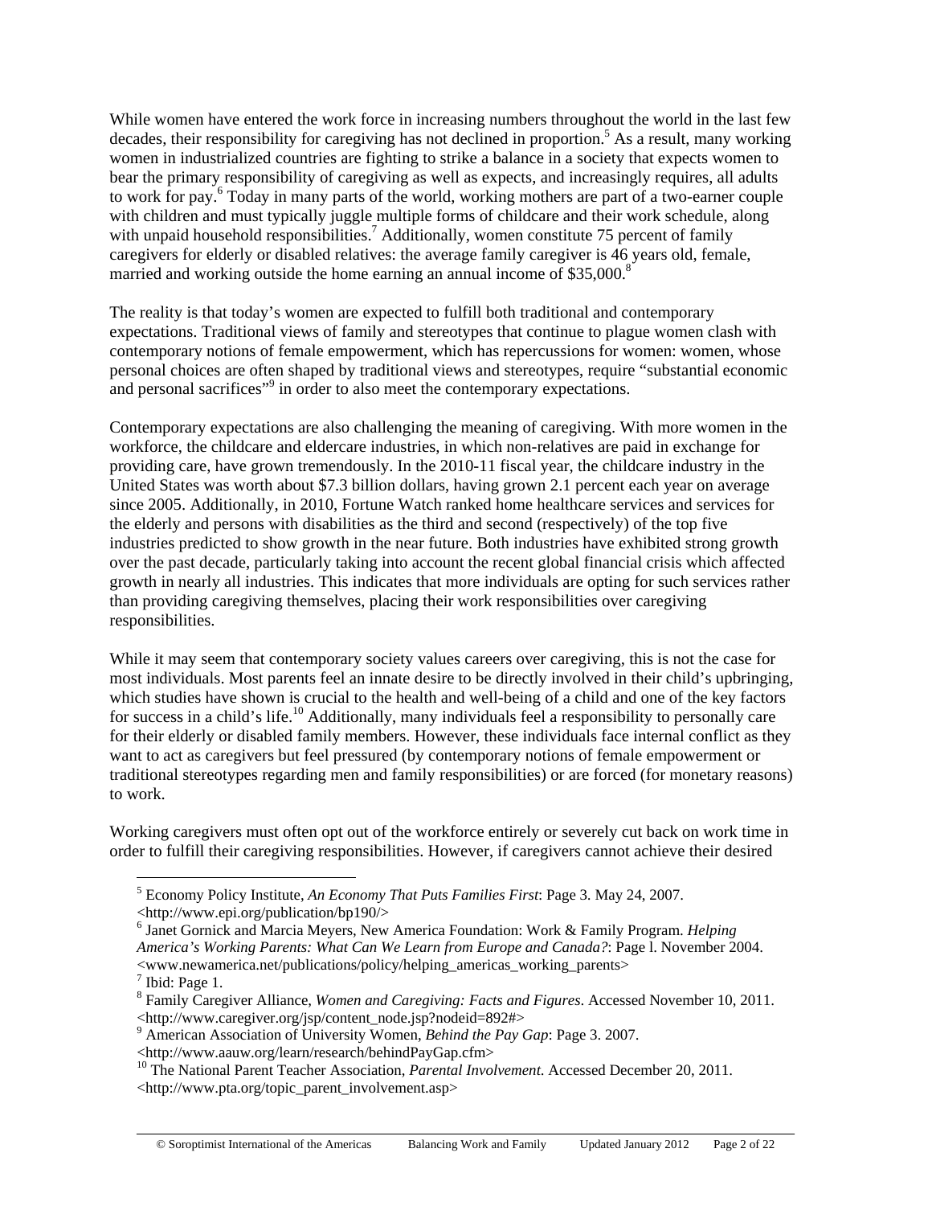While women have entered the work force in increasing numbers throughout the world in the last few decades, their responsibility for caregiving has not declined in proportion.[5] As a result, many working women in industrialized countries are fighting to strike a balance in a society that expects women to bear the primary responsibility of caregiving as well as expects, and increasingly requires, all adults to work for pay.[6] Today in many parts of the world, working mothers are part of a two-earner couple with children and must typically juggle multiple forms of childcare and their work schedule, along with unpaid household responsibilities.[7] Additionally, women constitute 75 percent of family caregivers for elderly or disabled relatives: the average family caregiver is 46 years old, female, married and working outside the home earning an annual income of $35,000.[8]

The reality is that today's women are expected to fulfill both traditional and contemporary expectations. Traditional views of family and stereotypes that continue to plague women clash with contemporary notions of female empowerment, which has repercussions for women: women, whose personal choices are often shaped by traditional views and stereotypes, require "substantial economic and personal sacrifices"[9] in order to also meet the contemporary expectations.

Contemporary expectations are also challenging the meaning of caregiving. With more women in the workforce, the childcare and eldercare industries, in which non-relatives are paid in exchange for providing care, have grown tremendously. In the 2010-11 fiscal year, the childcare industry in the United States was worth about $7.3 billion dollars, having grown 2.1 percent each year on average since 2005. Additionally, in 2010, Fortune Watch ranked home healthcare services and services for the elderly and persons with disabilities as the third and second (respectively) of the top five industries predicted to show growth in the near future. Both industries have exhibited strong growth over the past decade, particularly taking into account the recent global financial crisis which affected growth in nearly all industries. This indicates that more individuals are opting for such services rather than providing caregiving themselves, placing their work responsibilities over caregiving responsibilities.

While it may seem that contemporary society values careers over caregiving, this is not the case for most individuals. Most parents feel an innate desire to be directly involved in their child's upbringing, which studies have shown is crucial to the health and well-being of a child and one of the key factors for success in a child's life.[10] Additionally, many individuals feel a responsibility to personally care for their elderly or disabled family members. However, these individuals face internal conflict as they want to act as caregivers but feel pressured (by contemporary notions of female empowerment or traditional stereotypes regarding men and family responsibilities) or are forced (for monetary reasons) to work.

Working caregivers must often opt out of the workforce entirely or severely cut back on work time in order to fulfill their caregiving responsibilities. However, if caregivers cannot achieve their desired

---

[5] Economy Policy Institute, *An Economy That Puts Families First*: Page 3. May 24, 2007. <http://www.epi.org/publication/bp190/>

[6] Janet Gornick and Marcia Meyers, New America Foundation: Work & Family Program. *Helping America's Working Parents: What Can We Learn from Europe and Canada?*: Page l. November 2004. <www.newamerica.net/publications/policy/helping_americas_working_parents>

[7] Ibid: Page 1.

[8] Family Caregiver Alliance, *Women and Caregiving: Facts and Figures*. Accessed November 10, 2011. <http://www.caregiver.org/jsp/content_node.jsp?nodeid=892#>

[9] American Association of University Women, *Behind the Pay Gap*: Page 3. 2007. <http://www.aauw.org/learn/research/behindPayGap.cfm>

[10] The National Parent Teacher Association, *Parental Involvement*. Accessed December 20, 2011. <http://www.pta.org/topic_parent_involvement.asp>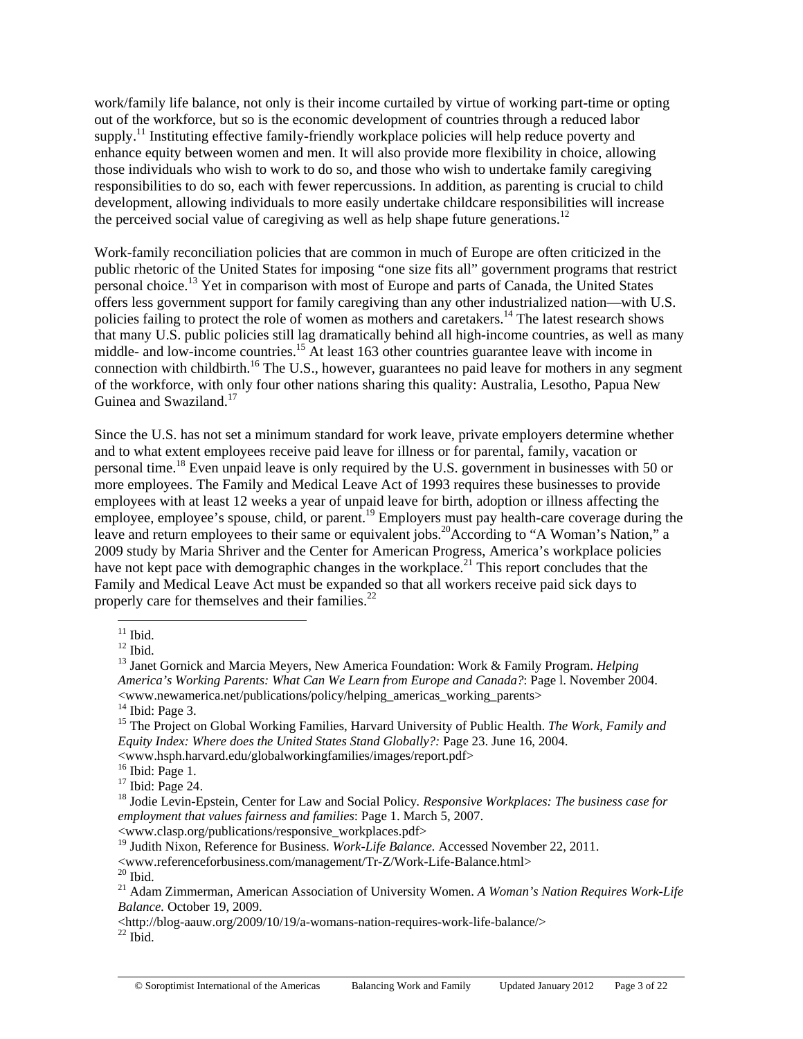work/family life balance, not only is their income curtailed by virtue of working part-time or opting out of the workforce, but so is the economic development of countries through a reduced labor supply.[11] Instituting effective family-friendly workplace policies will help reduce poverty and enhance equity between women and men. It will also provide more flexibility in choice, allowing those individuals who wish to work to do so, and those who wish to undertake family caregiving responsibilities to do so, each with fewer repercussions. In addition, as parenting is crucial to child development, allowing individuals to more easily undertake childcare responsibilities will increase the perceived social value of caregiving as well as help shape future generations.[12]

Work-family reconciliation policies that are common in much of Europe are often criticized in the public rhetoric of the United States for imposing "one size fits all" government programs that restrict personal choice.[13] Yet in comparison with most of Europe and parts of Canada, the United States offers less government support for family caregiving than any other industrialized nation—with U.S. policies failing to protect the role of women as mothers and caretakers.[14] The latest research shows that many U.S. public policies still lag dramatically behind all high-income countries, as well as many middle- and low-income countries.[15] At least 163 other countries guarantee leave with income in connection with childbirth.[16] The U.S., however, guarantees no paid leave for mothers in any segment of the workforce, with only four other nations sharing this quality: Australia, Lesotho, Papua New Guinea and Swaziland.[17]

Since the U.S. has not set a minimum standard for work leave, private employers determine whether and to what extent employees receive paid leave for illness or for parental, family, vacation or personal time.[18] Even unpaid leave is only required by the U.S. government in businesses with 50 or more employees. The Family and Medical Leave Act of 1993 requires these businesses to provide employees with at least 12 weeks a year of unpaid leave for birth, adoption or illness affecting the employee, employee's spouse, child, or parent.[19] Employers must pay health-care coverage during the leave and return employees to their same or equivalent jobs.[20]According to "A Woman's Nation," a 2009 study by Maria Shriver and the Center for American Progress, America's workplace policies have not kept pace with demographic changes in the workplace.[21] This report concludes that the Family and Medical Leave Act must be expanded so that all workers receive paid sick days to properly care for themselves and their families.[22]

---

[11] Ibid.

[12] Ibid.

[13] Janet Gornick and Marcia Meyers, New America Foundation: Work & Family Program. *Helping America's Working Parents: What Can We Learn from Europe and Canada?*: Page l. November 2004. <www.newamerica.net/publications/policy/helping_americas_working_parents>

[14] Ibid: Page 3.

[15] The Project on Global Working Families, Harvard University of Public Health. *The Work, Family and Equity Index: Where does the United States Stand Globally?:* Page 23. June 16, 2004. <www.hsph.harvard.edu/globalworkingfamilies/images/report.pdf>

[16] Ibid: Page 1.

[17] Ibid: Page 24.

[18] Jodie Levin-Epstein, Center for Law and Social Policy. *Responsive Workplaces: The business case for employment that values fairness and families*: Page 1. March 5, 2007. <www.clasp.org/publications/responsive_workplaces.pdf>

[19] Judith Nixon, Reference for Business. *Work-Life Balance.* Accessed November 22, 2011. <www.referenceforbusiness.com/management/Tr-Z/Work-Life-Balance.html>

[20] Ibid.

[21] Adam Zimmerman, American Association of University Women. *A Woman's Nation Requires Work-Life Balance.* October 19, 2009. <http://blog-aauw.org/2009/10/19/a-womans-nation-requires-work-life-balance/>

[22] Ibid.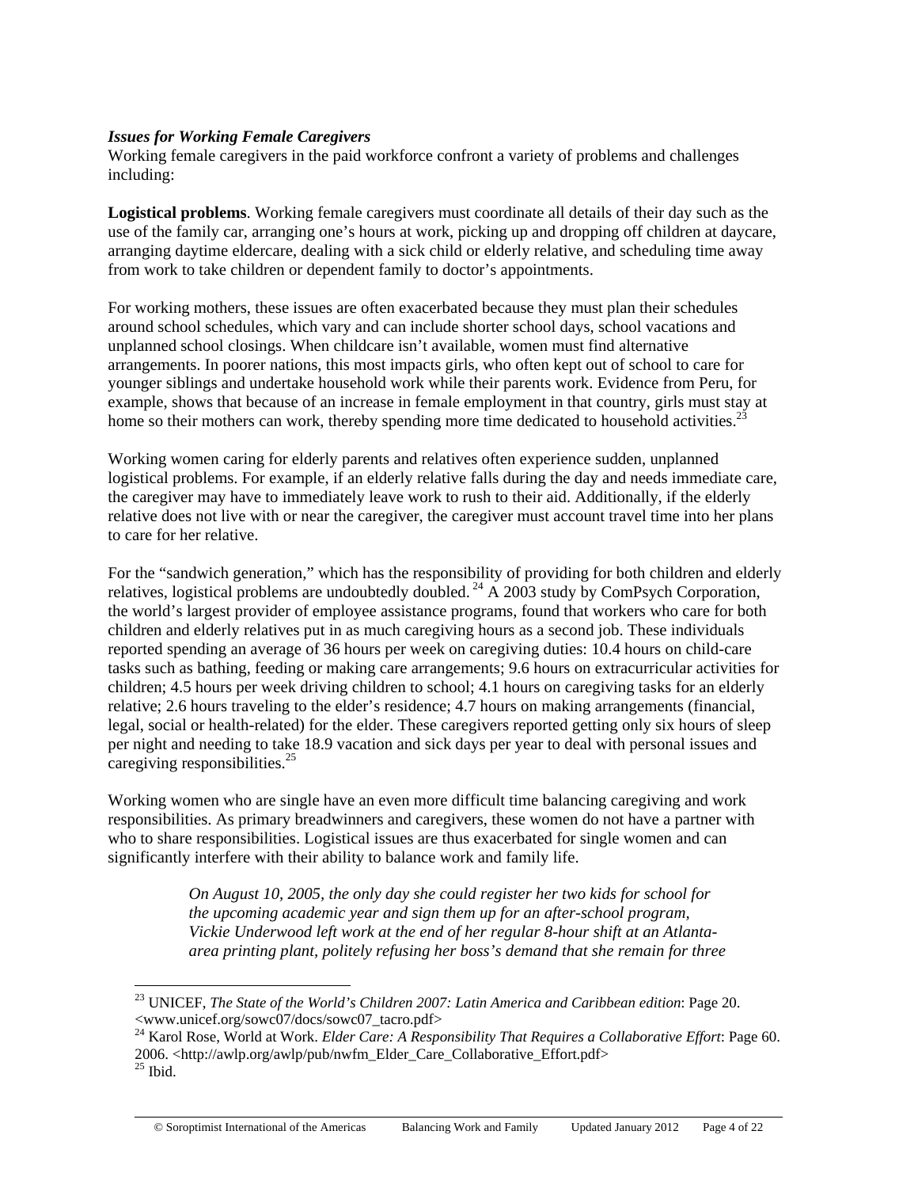***Issues for Working Female Caregivers***

Working female caregivers in the paid workforce confront a variety of problems and challenges including:

**Logistical problems**. Working female caregivers must coordinate all details of their day such as the use of the family car, arranging one's hours at work, picking up and dropping off children at daycare, arranging daytime eldercare, dealing with a sick child or elderly relative, and scheduling time away from work to take children or dependent family to doctor's appointments.

For working mothers, these issues are often exacerbated because they must plan their schedules around school schedules, which vary and can include shorter school days, school vacations and unplanned school closings. When childcare isn't available, women must find alternative arrangements. In poorer nations, this most impacts girls, who often kept out of school to care for younger siblings and undertake household work while their parents work. Evidence from Peru, for example, shows that because of an increase in female employment in that country, girls must stay at home so their mothers can work, thereby spending more time dedicated to household activities.[23]

Working women caring for elderly parents and relatives often experience sudden, unplanned logistical problems. For example, if an elderly relative falls during the day and needs immediate care, the caregiver may have to immediately leave work to rush to their aid. Additionally, if the elderly relative does not live with or near the caregiver, the caregiver must account travel time into her plans to care for her relative.

For the "sandwich generation," which has the responsibility of providing for both children and elderly relatives, logistical problems are undoubtedly doubled.[24] A 2003 study by ComPsych Corporation, the world's largest provider of employee assistance programs, found that workers who care for both children and elderly relatives put in as much caregiving hours as a second job. These individuals reported spending an average of 36 hours per week on caregiving duties: 10.4 hours on child-care tasks such as bathing, feeding or making care arrangements; 9.6 hours on extracurricular activities for children; 4.5 hours per week driving children to school; 4.1 hours on caregiving tasks for an elderly relative; 2.6 hours traveling to the elder's residence; 4.7 hours on making arrangements (financial, legal, social or health-related) for the elder. These caregivers reported getting only six hours of sleep per night and needing to take 18.9 vacation and sick days per year to deal with personal issues and caregiving responsibilities.[25]

Working women who are single have an even more difficult time balancing caregiving and work responsibilities. As primary breadwinners and caregivers, these women do not have a partner with who to share responsibilities. Logistical issues are thus exacerbated for single women and can significantly interfere with their ability to balance work and family life.

> *On August 10, 2005, the only day she could register her two kids for school for the upcoming academic year and sign them up for an after-school program, Vickie Underwood left work at the end of her regular 8-hour shift at an Atlanta-area printing plant, politely refusing her boss's demand that she remain for three*

---

[23] UNICEF, *The State of the World's Children 2007: Latin America and Caribbean edition*: Page 20. <www.unicef.org/sowc07/docs/sowc07_tacro.pdf>

[24] Karol Rose, World at Work. *Elder Care: A Responsibility That Requires a Collaborative Effort*: Page 60. 2006. <http://awlp.org/awlp/pub/nwfm_Elder_Care_Collaborative_Effort.pdf>

[25] Ibid.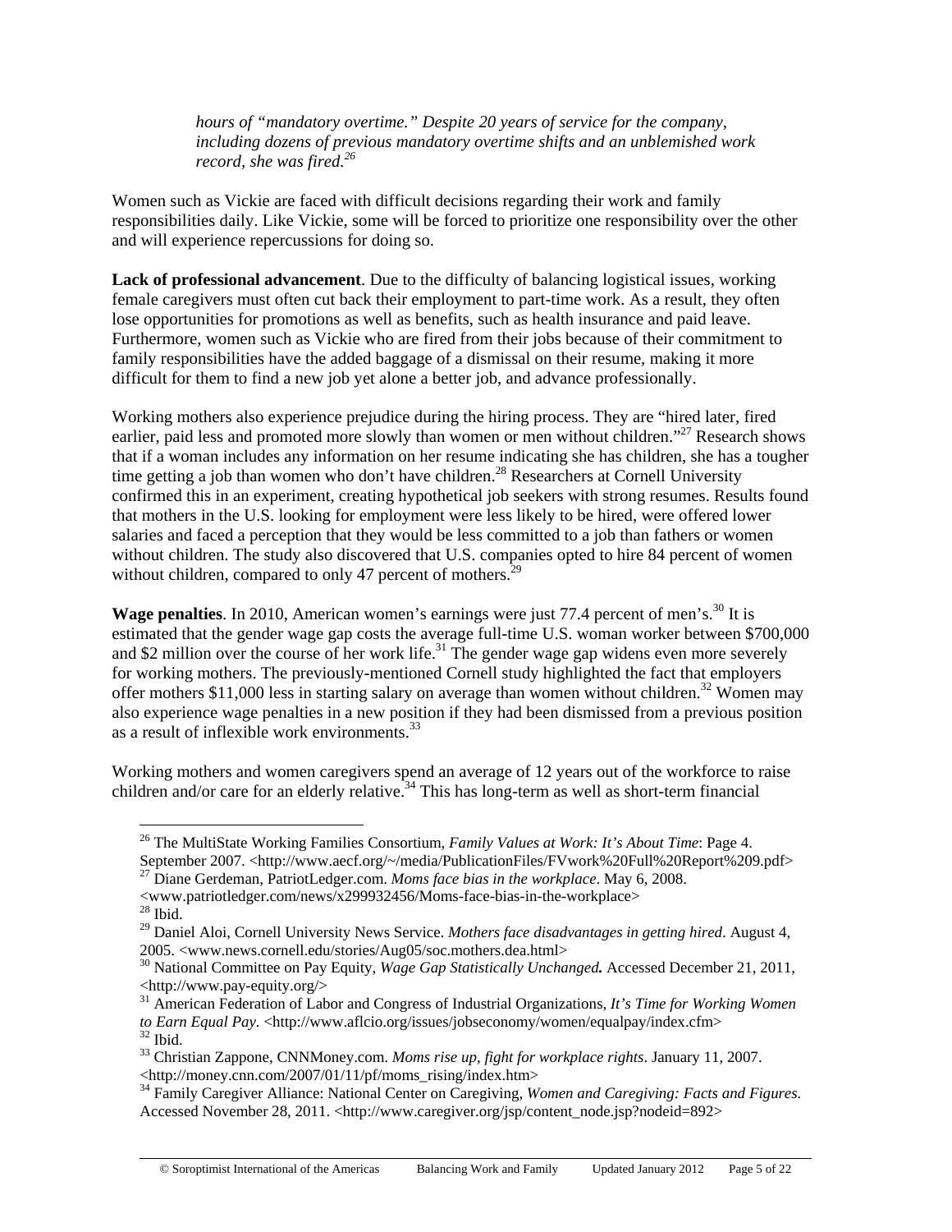> *hours of "mandatory overtime." Despite 20 years of service for the company, including dozens of previous mandatory overtime shifts and an unblemished work record, she was fired.*[26]

Women such as Vickie are faced with difficult decisions regarding their work and family responsibilities daily. Like Vickie, some will be forced to prioritize one responsibility over the other and will experience repercussions for doing so.

**Lack of professional advancement**. Due to the difficulty of balancing logistical issues, working female caregivers must often cut back their employment to part-time work. As a result, they often lose opportunities for promotions as well as benefits, such as health insurance and paid leave. Furthermore, women such as Vickie who are fired from their jobs because of their commitment to family responsibilities have the added baggage of a dismissal on their resume, making it more difficult for them to find a new job yet alone a better job, and advance professionally.

Working mothers also experience prejudice during the hiring process. They are "hired later, fired earlier, paid less and promoted more slowly than women or men without children."[27] Research shows that if a woman includes any information on her resume indicating she has children, she has a tougher time getting a job than women who don't have children.[28] Researchers at Cornell University confirmed this in an experiment, creating hypothetical job seekers with strong resumes. Results found that mothers in the U.S. looking for employment were less likely to be hired, were offered lower salaries and faced a perception that they would be less committed to a job than fathers or women without children. The study also discovered that U.S. companies opted to hire 84 percent of women without children, compared to only 47 percent of mothers.[29]

**Wage penalties**. In 2010, American women's earnings were just 77.4 percent of men's.[30] It is estimated that the gender wage gap costs the average full-time U.S. woman worker between $700,000 and $2 million over the course of her work life.[31] The gender wage gap widens even more severely for working mothers. The previously-mentioned Cornell study highlighted the fact that employers offer mothers $11,000 less in starting salary on average than women without children.[32] Women may also experience wage penalties in a new position if they had been dismissed from a previous position as a result of inflexible work environments.[33]

Working mothers and women caregivers spend an average of 12 years out of the workforce to raise children and/or care for an elderly relative.[34] This has long-term as well as short-term financial

---

[26] The MultiState Working Families Consortium, *Family Values at Work: It's About Time*: Page 4. September 2007. <http://www.aecf.org/~/media/PublicationFiles/FVwork%20Full%20Report%209.pdf>

[27] Diane Gerdeman, PatriotLedger.com. *Moms face bias in the workplace*. May 6, 2008. <www.patriotledger.com/news/x299932456/Moms-face-bias-in-the-workplace>

[28] Ibid.

[29] Daniel Aloi, Cornell University News Service. *Mothers face disadvantages in getting hired*. August 4, 2005. <www.news.cornell.edu/stories/Aug05/soc.mothers.dea.html>

[30] National Committee on Pay Equity, *Wage Gap Statistically Unchanged.* Accessed December 21, 2011, <http://www.pay-equity.org/>

[31] American Federation of Labor and Congress of Industrial Organizations, *It's Time for Working Women to Earn Equal Pay*. <http://www.aflcio.org/issues/jobseconomy/women/equalpay/index.cfm>

[32] Ibid.

[33] Christian Zappone, CNNMoney.com. *Moms rise up, fight for workplace rights*. January 11, 2007. <http://money.cnn.com/2007/01/11/pf/moms_rising/index.htm>

[34] Family Caregiver Alliance: National Center on Caregiving, *Women and Caregiving: Facts and Figures.* Accessed November 28, 2011. <http://www.caregiver.org/jsp/content_node.jsp?nodeid=892>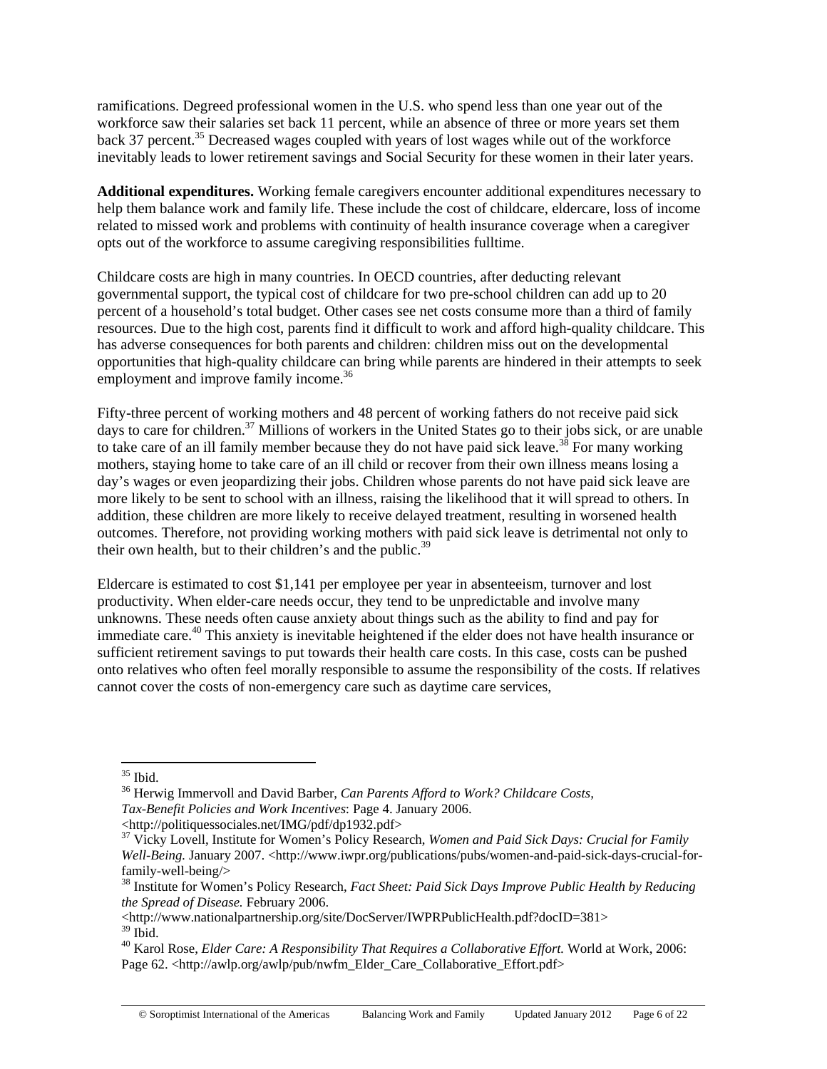ramifications. Degreed professional women in the U.S. who spend less than one year out of the workforce saw their salaries set back 11 percent, while an absence of three or more years set them back 37 percent.[35] Decreased wages coupled with years of lost wages while out of the workforce inevitably leads to lower retirement savings and Social Security for these women in their later years.

**Additional expenditures.** Working female caregivers encounter additional expenditures necessary to help them balance work and family life. These include the cost of childcare, eldercare, loss of income related to missed work and problems with continuity of health insurance coverage when a caregiver opts out of the workforce to assume caregiving responsibilities fulltime.

Childcare costs are high in many countries. In OECD countries, after deducting relevant governmental support, the typical cost of childcare for two pre-school children can add up to 20 percent of a household's total budget. Other cases see net costs consume more than a third of family resources. Due to the high cost, parents find it difficult to work and afford high-quality childcare. This has adverse consequences for both parents and children: children miss out on the developmental opportunities that high-quality childcare can bring while parents are hindered in their attempts to seek employment and improve family income.[36]

Fifty-three percent of working mothers and 48 percent of working fathers do not receive paid sick days to care for children.[37] Millions of workers in the United States go to their jobs sick, or are unable to take care of an ill family member because they do not have paid sick leave.[38] For many working mothers, staying home to take care of an ill child or recover from their own illness means losing a day's wages or even jeopardizing their jobs. Children whose parents do not have paid sick leave are more likely to be sent to school with an illness, raising the likelihood that it will spread to others. In addition, these children are more likely to receive delayed treatment, resulting in worsened health outcomes. Therefore, not providing working mothers with paid sick leave is detrimental not only to their own health, but to their children's and the public.[39]

Eldercare is estimated to cost $1,141 per employee per year in absenteeism, turnover and lost productivity. When elder-care needs occur, they tend to be unpredictable and involve many unknowns. These needs often cause anxiety about things such as the ability to find and pay for immediate care.[40] This anxiety is inevitable heightened if the elder does not have health insurance or sufficient retirement savings to put towards their health care costs. In this case, costs can be pushed onto relatives who often feel morally responsible to assume the responsibility of the costs. If relatives cannot cover the costs of non-emergency care such as daytime care services,

---

[35] Ibid.

[36] Herwig Immervoll and David Barber, *Can Parents Afford to Work? Childcare Costs, Tax-Benefit Policies and Work Incentives*: Page 4. January 2006. <http://politiquessociales.net/IMG/pdf/dp1932.pdf>

[37] Vicky Lovell, Institute for Women's Policy Research, *Women and Paid Sick Days: Crucial for Family Well-Being.* January 2007. <http://www.iwpr.org/publications/pubs/women-and-paid-sick-days-crucial-for-family-well-being/>

[38] Institute for Women's Policy Research, *Fact Sheet: Paid Sick Days Improve Public Health by Reducing the Spread of Disease.* February 2006. <http://www.nationalpartnership.org/site/DocServer/IWPRPublicHealth.pdf?docID=381>

[39] Ibid.

[40] Karol Rose, *Elder Care: A Responsibility That Requires a Collaborative Effort.* World at Work, 2006: Page 62. <http://awlp.org/awlp/pub/nwfm_Elder_Care_Collaborative_Effort.pdf>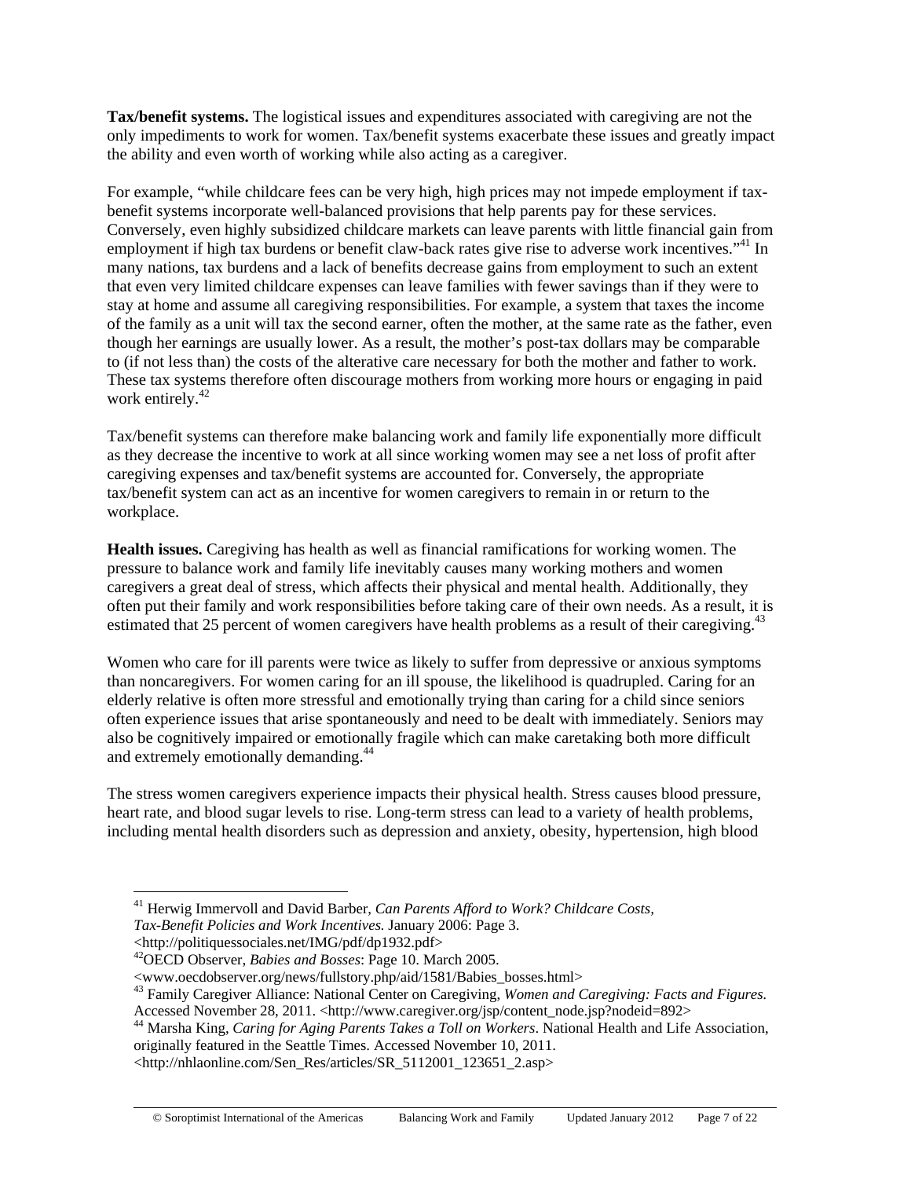**Tax/benefit systems.** The logistical issues and expenditures associated with caregiving are not the only impediments to work for women. Tax/benefit systems exacerbate these issues and greatly impact the ability and even worth of working while also acting as a caregiver.

For example, "while childcare fees can be very high, high prices may not impede employment if tax-benefit systems incorporate well-balanced provisions that help parents pay for these services. Conversely, even highly subsidized childcare markets can leave parents with little financial gain from employment if high tax burdens or benefit claw-back rates give rise to adverse work incentives."[41] In many nations, tax burdens and a lack of benefits decrease gains from employment to such an extent that even very limited childcare expenses can leave families with fewer savings than if they were to stay at home and assume all caregiving responsibilities. For example, a system that taxes the income of the family as a unit will tax the second earner, often the mother, at the same rate as the father, even though her earnings are usually lower. As a result, the mother's post-tax dollars may be comparable to (if not less than) the costs of the alterative care necessary for both the mother and father to work. These tax systems therefore often discourage mothers from working more hours or engaging in paid work entirely.[42]

Tax/benefit systems can therefore make balancing work and family life exponentially more difficult as they decrease the incentive to work at all since working women may see a net loss of profit after caregiving expenses and tax/benefit systems are accounted for. Conversely, the appropriate tax/benefit system can act as an incentive for women caregivers to remain in or return to the workplace.

**Health issues.** Caregiving has health as well as financial ramifications for working women. The pressure to balance work and family life inevitably causes many working mothers and women caregivers a great deal of stress, which affects their physical and mental health. Additionally, they often put their family and work responsibilities before taking care of their own needs. As a result, it is estimated that 25 percent of women caregivers have health problems as a result of their caregiving.[43]

Women who care for ill parents were twice as likely to suffer from depressive or anxious symptoms than noncaregivers. For women caring for an ill spouse, the likelihood is quadrupled. Caring for an elderly relative is often more stressful and emotionally trying than caring for a child since seniors often experience issues that arise spontaneously and need to be dealt with immediately. Seniors may also be cognitively impaired or emotionally fragile which can make caretaking both more difficult and extremely emotionally demanding.[44]

The stress women caregivers experience impacts their physical health. Stress causes blood pressure, heart rate, and blood sugar levels to rise. Long-term stress can lead to a variety of health problems, including mental health disorders such as depression and anxiety, obesity, hypertension, high blood

---

[41] Herwig Immervoll and David Barber, *Can Parents Afford to Work? Childcare Costs, Tax-Benefit Policies and Work Incentives.* January 2006: Page 3. <http://politiquessociales.net/IMG/pdf/dp1932.pdf>

[42] OECD Observer, *Babies and Bosses*: Page 10. March 2005. <www.oecdobserver.org/news/fullstory.php/aid/1581/Babies_bosses.html>

[43] Family Caregiver Alliance: National Center on Caregiving, *Women and Caregiving: Facts and Figures.* Accessed November 28, 2011. <http://www.caregiver.org/jsp/content_node.jsp?nodeid=892>

[44] Marsha King, *Caring for Aging Parents Takes a Toll on Workers*. National Health and Life Association, originally featured in the Seattle Times. Accessed November 10, 2011. <http://nhlaonline.com/Sen_Res/articles/SR_5112001_123651_2.asp>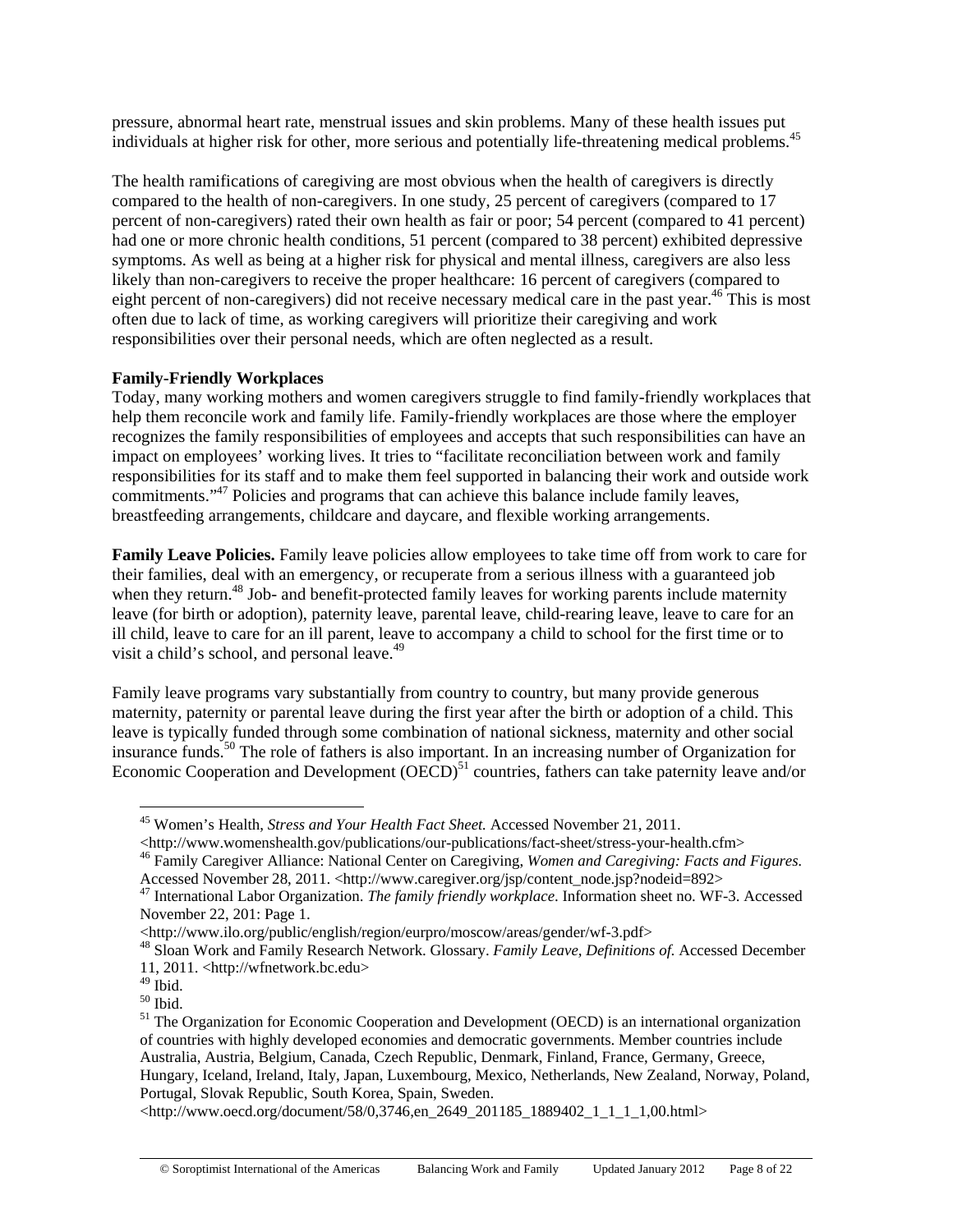pressure, abnormal heart rate, menstrual issues and skin problems. Many of these health issues put individuals at higher risk for other, more serious and potentially life-threatening medical problems.[45]

The health ramifications of caregiving are most obvious when the health of caregivers is directly compared to the health of non-caregivers. In one study, 25 percent of caregivers (compared to 17 percent of non-caregivers) rated their own health as fair or poor; 54 percent (compared to 41 percent) had one or more chronic health conditions, 51 percent (compared to 38 percent) exhibited depressive symptoms. As well as being at a higher risk for physical and mental illness, caregivers are also less likely than non-caregivers to receive the proper healthcare: 16 percent of caregivers (compared to eight percent of non-caregivers) did not receive necessary medical care in the past year.[46] This is most often due to lack of time, as working caregivers will prioritize their caregiving and work responsibilities over their personal needs, which are often neglected as a result.

**Family-Friendly Workplaces**

Today, many working mothers and women caregivers struggle to find family-friendly workplaces that help them reconcile work and family life. Family-friendly workplaces are those where the employer recognizes the family responsibilities of employees and accepts that such responsibilities can have an impact on employees' working lives. It tries to "facilitate reconciliation between work and family responsibilities for its staff and to make them feel supported in balancing their work and outside work commitments."[47] Policies and programs that can achieve this balance include family leaves, breastfeeding arrangements, childcare and daycare, and flexible working arrangements.

**Family Leave Policies.** Family leave policies allow employees to take time off from work to care for their families, deal with an emergency, or recuperate from a serious illness with a guaranteed job when they return.[48] Job- and benefit-protected family leaves for working parents include maternity leave (for birth or adoption), paternity leave, parental leave, child-rearing leave, leave to care for an ill child, leave to care for an ill parent, leave to accompany a child to school for the first time or to visit a child's school, and personal leave.[49]

Family leave programs vary substantially from country to country, but many provide generous maternity, paternity or parental leave during the first year after the birth or adoption of a child. This leave is typically funded through some combination of national sickness, maternity and other social insurance funds.[50] The role of fathers is also important. In an increasing number of Organization for Economic Cooperation and Development (OECD)[51] countries, fathers can take paternity leave and/or

---

[45] Women's Health, *Stress and Your Health Fact Sheet.* Accessed November 21, 2011. <http://www.womenshealth.gov/publications/our-publications/fact-sheet/stress-your-health.cfm>

[46] Family Caregiver Alliance: National Center on Caregiving, *Women and Caregiving: Facts and Figures.* Accessed November 28, 2011. <http://www.caregiver.org/jsp/content_node.jsp?nodeid=892>

[47] International Labor Organization. *The family friendly workplace*. Information sheet no. WF-3. Accessed November 22, 201: Page 1. <http://www.ilo.org/public/english/region/eurpro/moscow/areas/gender/wf-3.pdf>

[48] Sloan Work and Family Research Network. Glossary. *Family Leave, Definitions of.* Accessed December 11, 2011. <http://wfnetwork.bc.edu>

[49] Ibid.

[50] Ibid.

[51] The Organization for Economic Cooperation and Development (OECD) is an international organization of countries with highly developed economies and democratic governments. Member countries include Australia, Austria, Belgium, Canada, Czech Republic, Denmark, Finland, France, Germany, Greece, Hungary, Iceland, Ireland, Italy, Japan, Luxembourg, Mexico, Netherlands, New Zealand, Norway, Poland, Portugal, Slovak Republic, South Korea, Spain, Sweden. <http://www.oecd.org/document/58/0,3746,en_2649_201185_1889402_1_1_1_1,00.html>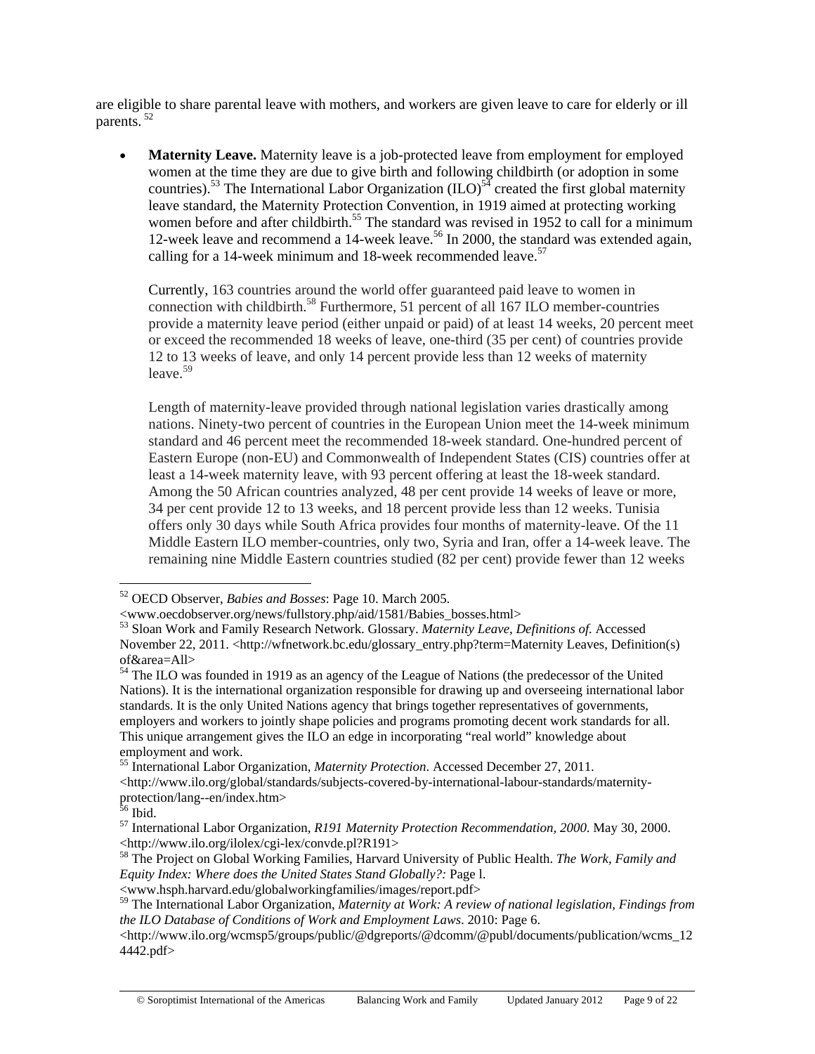are eligible to share parental leave with mothers, and workers are given leave to care for elderly or ill parents. [52]

- **Maternity Leave.** Maternity leave is a job-protected leave from employment for employed women at the time they are due to give birth and following childbirth (or adoption in some countries).[53] The International Labor Organization (ILO)[54] created the first global maternity leave standard, the Maternity Protection Convention, in 1919 aimed at protecting working women before and after childbirth.[55] The standard was revised in 1952 to call for a minimum 12-week leave and recommend a 14-week leave.[56] In 2000, the standard was extended again, calling for a 14-week minimum and 18-week recommended leave.[57]

  Currently, 163 countries around the world offer guaranteed paid leave to women in connection with childbirth.[58] Furthermore, 51 percent of all 167 ILO member-countries provide a maternity leave period (either unpaid or paid) of at least 14 weeks, 20 percent meet or exceed the recommended 18 weeks of leave, one-third (35 per cent) of countries provide 12 to 13 weeks of leave, and only 14 percent provide less than 12 weeks of maternity leave.[59]

  Length of maternity-leave provided through national legislation varies drastically among nations. Ninety-two percent of countries in the European Union meet the 14-week minimum standard and 46 percent meet the recommended 18-week standard. One-hundred percent of Eastern Europe (non-EU) and Commonwealth of Independent States (CIS) countries offer at least a 14-week maternity leave, with 93 percent offering at least the 18-week standard. Among the 50 African countries analyzed, 48 per cent provide 14 weeks of leave or more, 34 per cent provide 12 to 13 weeks, and 18 percent provide less than 12 weeks. Tunisia offers only 30 days while South Africa provides four months of maternity-leave. Of the 11 Middle Eastern ILO member-countries, only two, Syria and Iran, offer a 14-week leave. The remaining nine Middle Eastern countries studied (82 per cent) provide fewer than 12 weeks

---

[52] OECD Observer, *Babies and Bosses*: Page 10. March 2005. <www.oecdobserver.org/news/fullstory.php/aid/1581/Babies_bosses.html>

[53] Sloan Work and Family Research Network. Glossary. *Maternity Leave, Definitions of.* Accessed November 22, 2011. <http://wfnetwork.bc.edu/glossary_entry.php?term=Maternity Leaves, Definition(s) of&area=All>

[54] The ILO was founded in 1919 as an agency of the League of Nations (the predecessor of the United Nations). It is the international organization responsible for drawing up and overseeing international labor standards. It is the only United Nations agency that brings together representatives of governments, employers and workers to jointly shape policies and programs promoting decent work standards for all. This unique arrangement gives the ILO an edge in incorporating "real world" knowledge about employment and work.

[55] International Labor Organization, *Maternity Protection*. Accessed December 27, 2011. <http://www.ilo.org/global/standards/subjects-covered-by-international-labour-standards/maternity-protection/lang--en/index.htm>

[56] Ibid.

[57] International Labor Organization, *R191 Maternity Protection Recommendation, 2000*. May 30, 2000. <http://www.ilo.org/ilolex/cgi-lex/convde.pl?R191>

[58] The Project on Global Working Families, Harvard University of Public Health. *The Work, Family and Equity Index: Where does the United States Stand Globally?:* Page l. <www.hsph.harvard.edu/globalworkingfamilies/images/report.pdf>

[59] The International Labor Organization, *Maternity at Work: A review of national legislation, Findings from the ILO Database of Conditions of Work and Employment Laws*. 2010: Page 6. <http://www.ilo.org/wcmsp5/groups/public/@dgreports/@dcomm/@publ/documents/publication/wcms_124442.pdf>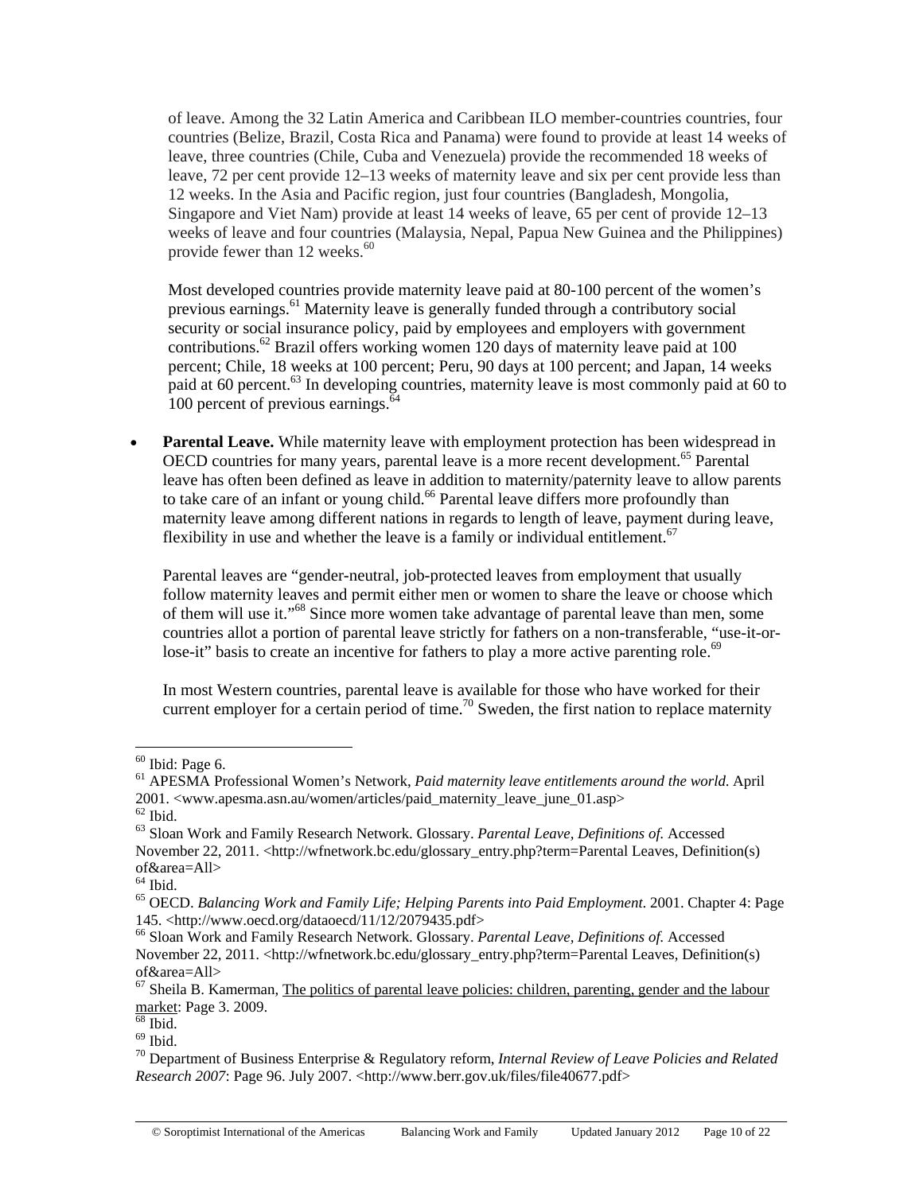of leave. Among the 32 Latin America and Caribbean ILO member-countries countries, four countries (Belize, Brazil, Costa Rica and Panama) were found to provide at least 14 weeks of leave, three countries (Chile, Cuba and Venezuela) provide the recommended 18 weeks of leave, 72 per cent provide 12–13 weeks of maternity leave and six per cent provide less than 12 weeks. In the Asia and Pacific region, just four countries (Bangladesh, Mongolia, Singapore and Viet Nam) provide at least 14 weeks of leave, 65 per cent of provide 12–13 weeks of leave and four countries (Malaysia, Nepal, Papua New Guinea and the Philippines) provide fewer than 12 weeks.[60]

Most developed countries provide maternity leave paid at 80-100 percent of the women's previous earnings.[61] Maternity leave is generally funded through a contributory social security or social insurance policy, paid by employees and employers with government contributions.[62] Brazil offers working women 120 days of maternity leave paid at 100 percent; Chile, 18 weeks at 100 percent; Peru, 90 days at 100 percent; and Japan, 14 weeks paid at 60 percent.[63] In developing countries, maternity leave is most commonly paid at 60 to 100 percent of previous earnings.[64]

- **Parental Leave.** While maternity leave with employment protection has been widespread in OECD countries for many years, parental leave is a more recent development.[65] Parental leave has often been defined as leave in addition to maternity/paternity leave to allow parents to take care of an infant or young child.[66] Parental leave differs more profoundly than maternity leave among different nations in regards to length of leave, payment during leave, flexibility in use and whether the leave is a family or individual entitlement.[67]

  Parental leaves are "gender-neutral, job-protected leaves from employment that usually follow maternity leaves and permit either men or women to share the leave or choose which of them will use it."[68] Since more women take advantage of parental leave than men, some countries allot a portion of parental leave strictly for fathers on a non-transferable, "use-it-or-lose-it" basis to create an incentive for fathers to play a more active parenting role.[69]

  In most Western countries, parental leave is available for those who have worked for their current employer for a certain period of time.[70] Sweden, the first nation to replace maternity

---

[60] Ibid: Page 6.

[61] APESMA Professional Women's Network, *Paid maternity leave entitlements around the world.* April 2001. <www.apesma.asn.au/women/articles/paid_maternity_leave_june_01.asp>

[62] Ibid.

[63] Sloan Work and Family Research Network. Glossary. *Parental Leave, Definitions of.* Accessed November 22, 2011. <http://wfnetwork.bc.edu/glossary_entry.php?term=Parental Leaves, Definition(s) of&area=All>

[64] Ibid.

[65] OECD. *Balancing Work and Family Life; Helping Parents into Paid Employment*. 2001. Chapter 4: Page 145. <http://www.oecd.org/dataoecd/11/12/2079435.pdf>

[66] Sloan Work and Family Research Network. Glossary. *Parental Leave, Definitions of.* Accessed November 22, 2011. <http://wfnetwork.bc.edu/glossary_entry.php?term=Parental Leaves, Definition(s) of&area=All>

[67] Sheila B. Kamerman, The politics of parental leave policies: children, parenting, gender and the labour market: Page 3. 2009.

[68] Ibid.

[69] Ibid.

[70] Department of Business Enterprise & Regulatory reform, *Internal Review of Leave Policies and Related Research 2007*: Page 96. July 2007. <http://www.berr.gov.uk/files/file40677.pdf>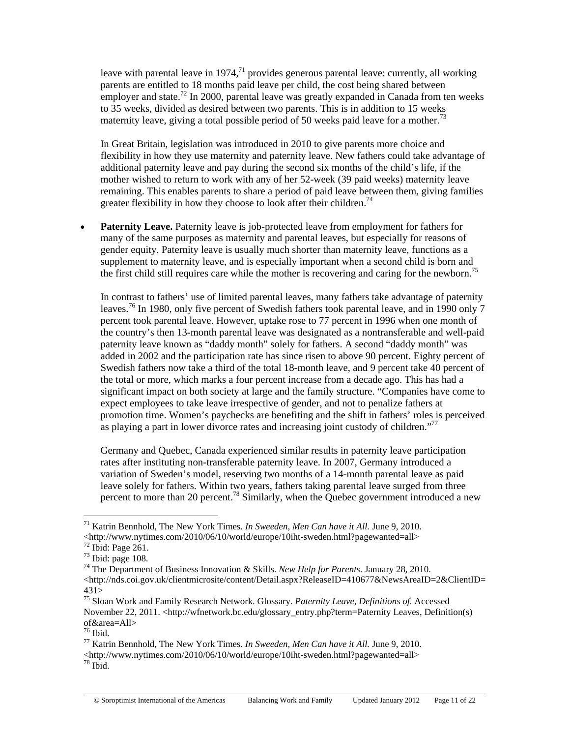leave with parental leave in 1974,[71] provides generous parental leave: currently, all working parents are entitled to 18 months paid leave per child, the cost being shared between employer and state.[72] In 2000, parental leave was greatly expanded in Canada from ten weeks to 35 weeks, divided as desired between two parents. This is in addition to 15 weeks maternity leave, giving a total possible period of 50 weeks paid leave for a mother.[73]

In Great Britain, legislation was introduced in 2010 to give parents more choice and flexibility in how they use maternity and paternity leave. New fathers could take advantage of additional paternity leave and pay during the second six months of the child's life, if the mother wished to return to work with any of her 52-week (39 paid weeks) maternity leave remaining. This enables parents to share a period of paid leave between them, giving families greater flexibility in how they choose to look after their children.[74]

- **Paternity Leave.** Paternity leave is job-protected leave from employment for fathers for many of the same purposes as maternity and parental leaves, but especially for reasons of gender equity. Paternity leave is usually much shorter than maternity leave, functions as a supplement to maternity leave, and is especially important when a second child is born and the first child still requires care while the mother is recovering and caring for the newborn.[75]

  In contrast to fathers' use of limited parental leaves, many fathers take advantage of paternity leaves.[76] In 1980, only five percent of Swedish fathers took parental leave, and in 1990 only 7 percent took parental leave. However, uptake rose to 77 percent in 1996 when one month of the country's then 13-month parental leave was designated as a nontransferable and well-paid paternity leave known as "daddy month" solely for fathers. A second "daddy month" was added in 2002 and the participation rate has since risen to above 90 percent. Eighty percent of Swedish fathers now take a third of the total 18-month leave, and 9 percent take 40 percent of the total or more, which marks a four percent increase from a decade ago. This has had a significant impact on both society at large and the family structure. "Companies have come to expect employees to take leave irrespective of gender, and not to penalize fathers at promotion time. Women's paychecks are benefiting and the shift in fathers' roles is perceived as playing a part in lower divorce rates and increasing joint custody of children."[77]

  Germany and Quebec, Canada experienced similar results in paternity leave participation rates after instituting non-transferable paternity leave. In 2007, Germany introduced a variation of Sweden's model, reserving two months of a 14-month parental leave as paid leave solely for fathers. Within two years, fathers taking parental leave surged from three percent to more than 20 percent.[78] Similarly, when the Quebec government introduced a new

---

[71] Katrin Bennhold, The New York Times. *In Sweeden, Men Can have it All.* June 9, 2010. <http://www.nytimes.com/2010/06/10/world/europe/10iht-sweden.html?pagewanted=all>

[72] Ibid: Page 261.

[73] Ibid: page 108.

[74] The Department of Business Innovation & Skills. *New Help for Parents.* January 28, 2010. <http://nds.coi.gov.uk/clientmicrosite/content/Detail.aspx?ReleaseID=410677&NewsAreaID=2&ClientID=431>

[75] Sloan Work and Family Research Network. Glossary. *Paternity Leave, Definitions of.* Accessed November 22, 2011. <http://wfnetwork.bc.edu/glossary_entry.php?term=Paternity Leaves, Definition(s) of&area=All>

[76] Ibid.

[77] Katrin Bennhold, The New York Times. *In Sweeden, Men Can have it All.* June 9, 2010. <http://www.nytimes.com/2010/06/10/world/europe/10iht-sweden.html?pagewanted=all>

[78] Ibid.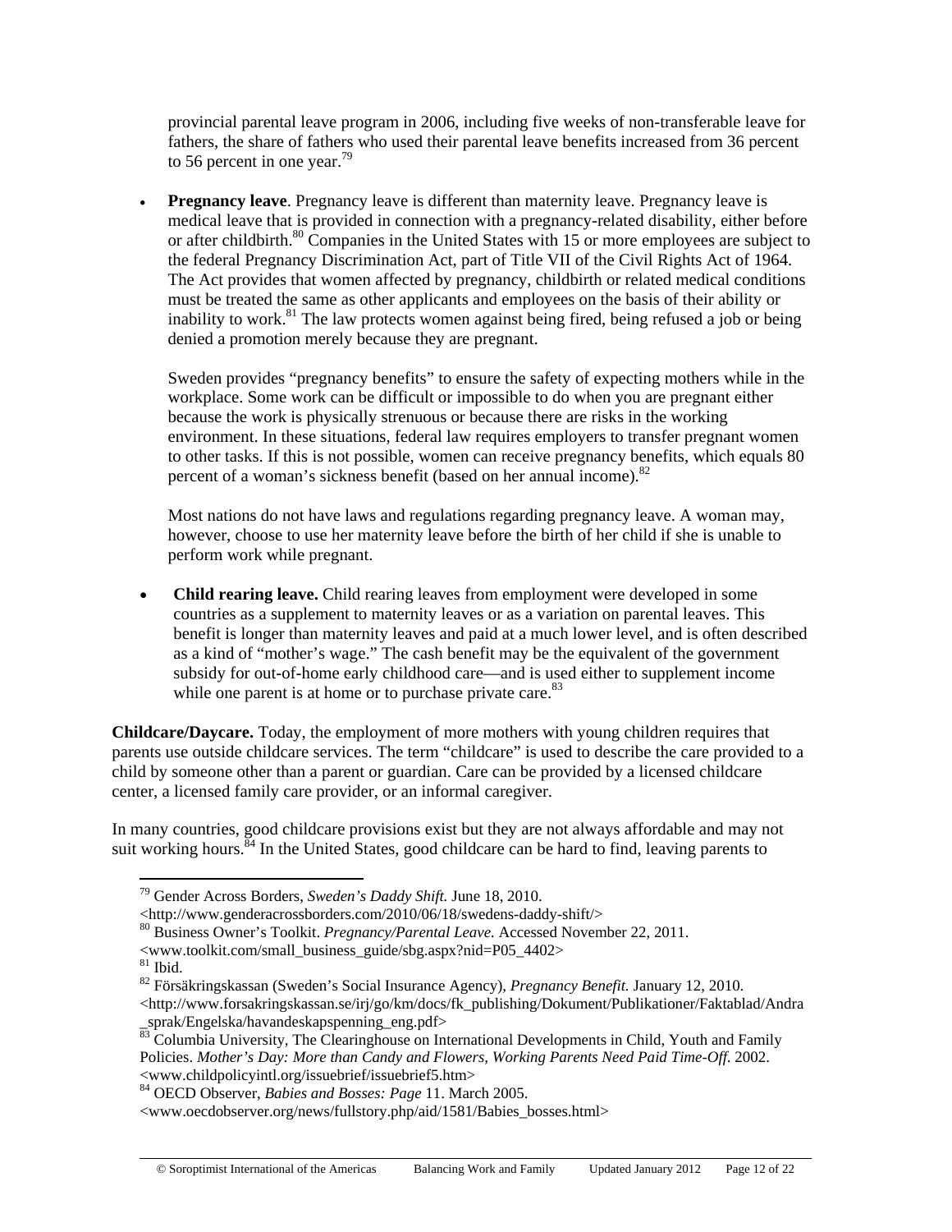provincial parental leave program in 2006, including five weeks of non-transferable leave for fathers, the share of fathers who used their parental leave benefits increased from 36 percent to 56 percent in one year.[79]

- **Pregnancy leave**. Pregnancy leave is different than maternity leave. Pregnancy leave is medical leave that is provided in connection with a pregnancy-related disability, either before or after childbirth.[80] Companies in the United States with 15 or more employees are subject to the federal Pregnancy Discrimination Act, part of Title VII of the Civil Rights Act of 1964. The Act provides that women affected by pregnancy, childbirth or related medical conditions must be treated the same as other applicants and employees on the basis of their ability or inability to work.[81] The law protects women against being fired, being refused a job or being denied a promotion merely because they are pregnant.

  Sweden provides "pregnancy benefits" to ensure the safety of expecting mothers while in the workplace. Some work can be difficult or impossible to do when you are pregnant either because the work is physically strenuous or because there are risks in the working environment. In these situations, federal law requires employers to transfer pregnant women to other tasks. If this is not possible, women can receive pregnancy benefits, which equals 80 percent of a woman's sickness benefit (based on her annual income).[82]

  Most nations do not have laws and regulations regarding pregnancy leave. A woman may, however, choose to use her maternity leave before the birth of her child if she is unable to perform work while pregnant.

- **Child rearing leave.** Child rearing leaves from employment were developed in some countries as a supplement to maternity leaves or as a variation on parental leaves. This benefit is longer than maternity leaves and paid at a much lower level, and is often described as a kind of "mother's wage." The cash benefit may be the equivalent of the government subsidy for out-of-home early childhood care—and is used either to supplement income while one parent is at home or to purchase private care.[83]

**Childcare/Daycare.** Today, the employment of more mothers with young children requires that parents use outside childcare services. The term "childcare" is used to describe the care provided to a child by someone other than a parent or guardian. Care can be provided by a licensed childcare center, a licensed family care provider, or an informal caregiver.

In many countries, good childcare provisions exist but they are not always affordable and may not suit working hours.[84] In the United States, good childcare can be hard to find, leaving parents to

---

[79] Gender Across Borders, *Sweden's Daddy Shift.* June 18, 2010. <http://www.genderacrossborders.com/2010/06/18/swedens-daddy-shift/>

[80] Business Owner's Toolkit. *Pregnancy/Parental Leave.* Accessed November 22, 2011. <www.toolkit.com/small_business_guide/sbg.aspx?nid=P05_4402>

[81] Ibid.

[82] Försäkringskassan (Sweden's Social Insurance Agency), *Pregnancy Benefit.* January 12, 2010. <http://www.forsakringskassan.se/irj/go/km/docs/fk_publishing/Dokument/Publikationer/Faktablad/Andra_sprak/Engelska/havandeskapspenning_eng.pdf>

[83] Columbia University, The Clearinghouse on International Developments in Child, Youth and Family Policies. *Mother's Day: More than Candy and Flowers, Working Parents Need Paid Time-Off.* 2002. <www.childpolicyintl.org/issuebrief/issuebrief5.htm>

[84] OECD Observer, *Babies and Bosses: Page* 11. March 2005. <www.oecdobserver.org/news/fullstory.php/aid/1581/Babies_bosses.html>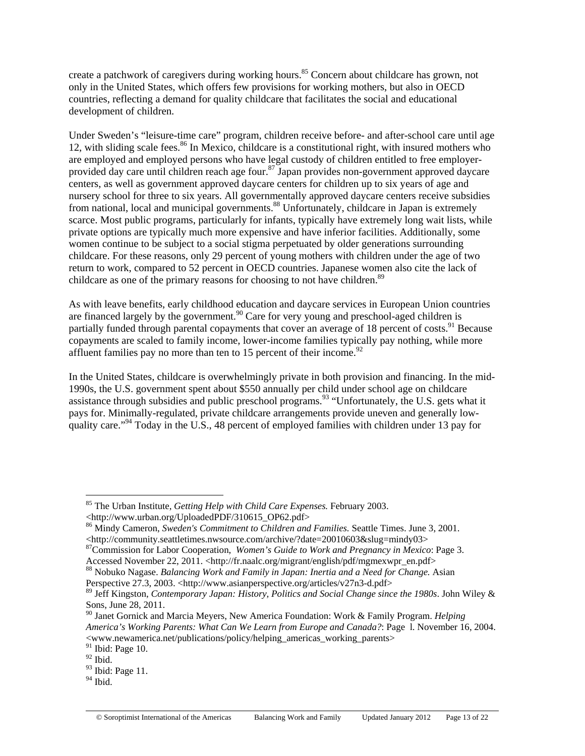create a patchwork of caregivers during working hours.[85] Concern about childcare has grown, not only in the United States, which offers few provisions for working mothers, but also in OECD countries, reflecting a demand for quality childcare that facilitates the social and educational development of children.

Under Sweden's "leisure-time care" program, children receive before- and after-school care until age 12, with sliding scale fees.[86] In Mexico, childcare is a constitutional right, with insured mothers who are employed and employed persons who have legal custody of children entitled to free employer-provided day care until children reach age four.[87] Japan provides non-government approved daycare centers, as well as government approved daycare centers for children up to six years of age and nursery school for three to six years. All governmentally approved daycare centers receive subsidies from national, local and municipal governments.[88] Unfortunately, childcare in Japan is extremely scarce. Most public programs, particularly for infants, typically have extremely long wait lists, while private options are typically much more expensive and have inferior facilities. Additionally, some women continue to be subject to a social stigma perpetuated by older generations surrounding childcare. For these reasons, only 29 percent of young mothers with children under the age of two return to work, compared to 52 percent in OECD countries. Japanese women also cite the lack of childcare as one of the primary reasons for choosing to not have children.[89]

As with leave benefits, early childhood education and daycare services in European Union countries are financed largely by the government.[90] Care for very young and preschool-aged children is partially funded through parental copayments that cover an average of 18 percent of costs.[91] Because copayments are scaled to family income, lower-income families typically pay nothing, while more affluent families pay no more than ten to 15 percent of their income.[92]

In the United States, childcare is overwhelmingly private in both provision and financing. In the mid-1990s, the U.S. government spent about $550 annually per child under school age on childcare assistance through subsidies and public preschool programs.[93] "Unfortunately, the U.S. gets what it pays for. Minimally-regulated, private childcare arrangements provide uneven and generally low-quality care."[94] Today in the U.S., 48 percent of employed families with children under 13 pay for

---

[85] The Urban Institute, *Getting Help with Child Care Expenses.* February 2003. <http://www.urban.org/UploadedPDF/310615_OP62.pdf>

[86] Mindy Cameron, *Sweden's Commitment to Children and Families.* Seattle Times. June 3, 2001. <http://community.seattletimes.nwsource.com/archive/?date=20010603&slug=mindy03>

[87] Commission for Labor Cooperation, *Women's Guide to Work and Pregnancy in Mexico*: Page 3. Accessed November 22, 2011. <http://fr.naalc.org/migrant/english/pdf/mgmexwpr_en.pdf>

[88] Nobuko Nagase. *Balancing Work and Family in Japan: Inertia and a Need for Change.* Asian Perspective 27.3, 2003. <http://www.asianperspective.org/articles/v27n3-d.pdf>

[89] Jeff Kingston, *Contemporary Japan: History, Politics and Social Change since the 1980s*. John Wiley & Sons, June 28, 2011.

[90] Janet Gornick and Marcia Meyers, New America Foundation: Work & Family Program. *Helping America's Working Parents: What Can We Learn from Europe and Canada?*: Page l. November 16, 2004. <www.newamerica.net/publications/policy/helping_americas_working_parents>

[91] Ibid: Page 10.

[92] Ibid.

[93] Ibid: Page 11.

[94] Ibid.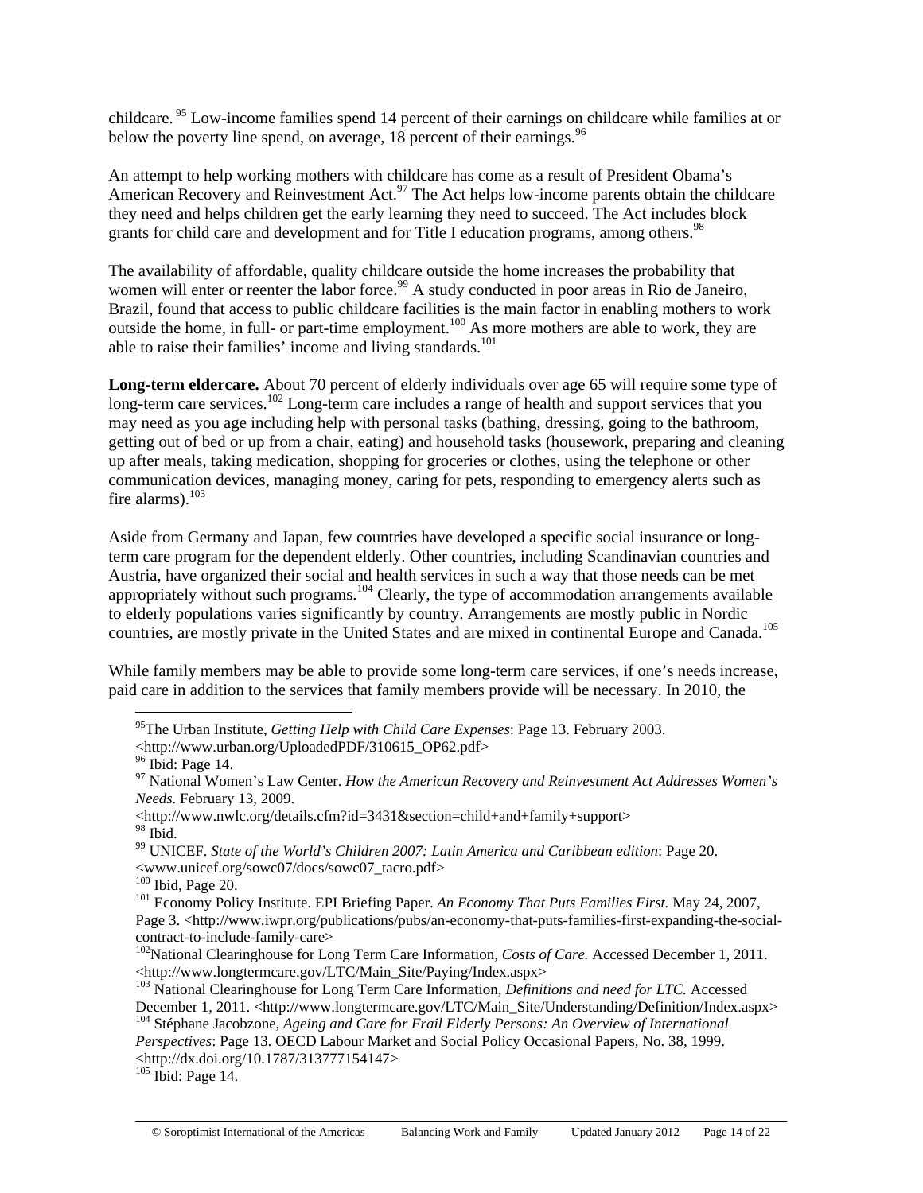childcare.[95] Low-income families spend 14 percent of their earnings on childcare while families at or below the poverty line spend, on average, 18 percent of their earnings.[96]

An attempt to help working mothers with childcare has come as a result of President Obama's American Recovery and Reinvestment Act.[97] The Act helps low-income parents obtain the childcare they need and helps children get the early learning they need to succeed. The Act includes block grants for child care and development and for Title I education programs, among others.[98]

The availability of affordable, quality childcare outside the home increases the probability that women will enter or reenter the labor force.[99] A study conducted in poor areas in Rio de Janeiro, Brazil, found that access to public childcare facilities is the main factor in enabling mothers to work outside the home, in full- or part-time employment.[100] As more mothers are able to work, they are able to raise their families' income and living standards.[101]

**Long-term eldercare.** About 70 percent of elderly individuals over age 65 will require some type of long-term care services.[102] Long-term care includes a range of health and support services that you may need as you age including help with personal tasks (bathing, dressing, going to the bathroom, getting out of bed or up from a chair, eating) and household tasks (housework, preparing and cleaning up after meals, taking medication, shopping for groceries or clothes, using the telephone or other communication devices, managing money, caring for pets, responding to emergency alerts such as fire alarms).[103]

Aside from Germany and Japan, few countries have developed a specific social insurance or long-term care program for the dependent elderly. Other countries, including Scandinavian countries and Austria, have organized their social and health services in such a way that those needs can be met appropriately without such programs.[104] Clearly, the type of accommodation arrangements available to elderly populations varies significantly by country. Arrangements are mostly public in Nordic countries, are mostly private in the United States and are mixed in continental Europe and Canada.[105]

While family members may be able to provide some long-term care services, if one's needs increase, paid care in addition to the services that family members provide will be necessary. In 2010, the

---

[95] The Urban Institute, *Getting Help with Child Care Expenses*: Page 13. February 2003. <http://www.urban.org/UploadedPDF/310615_OP62.pdf>

[96] Ibid: Page 14.

[97] National Women's Law Center. *How the American Recovery and Reinvestment Act Addresses Women's Needs.* February 13, 2009. <http://www.nwlc.org/details.cfm?id=3431&section=child+and+family+support>

[98] Ibid.

[99] UNICEF. *State of the World's Children 2007: Latin America and Caribbean edition*: Page 20. <www.unicef.org/sowc07/docs/sowc07_tacro.pdf>

[100] Ibid, Page 20.

[101] Economy Policy Institute. EPI Briefing Paper. *An Economy That Puts Families First.* May 24, 2007, Page 3. <http://www.iwpr.org/publications/pubs/an-economy-that-puts-families-first-expanding-the-social-contract-to-include-family-care>

[102] National Clearinghouse for Long Term Care Information, *Costs of Care.* Accessed December 1, 2011. <http://www.longtermcare.gov/LTC/Main_Site/Paying/Index.aspx>

[103] National Clearinghouse for Long Term Care Information, *Definitions and need for LTC.* Accessed December 1, 2011. <http://www.longtermcare.gov/LTC/Main_Site/Understanding/Definition/Index.aspx>

[104] Stéphane Jacobzone, *Ageing and Care for Frail Elderly Persons: An Overview of International Perspectives*: Page 13. OECD Labour Market and Social Policy Occasional Papers, No. 38, 1999. <http://dx.doi.org/10.1787/313777154147>

[105] Ibid: Page 14.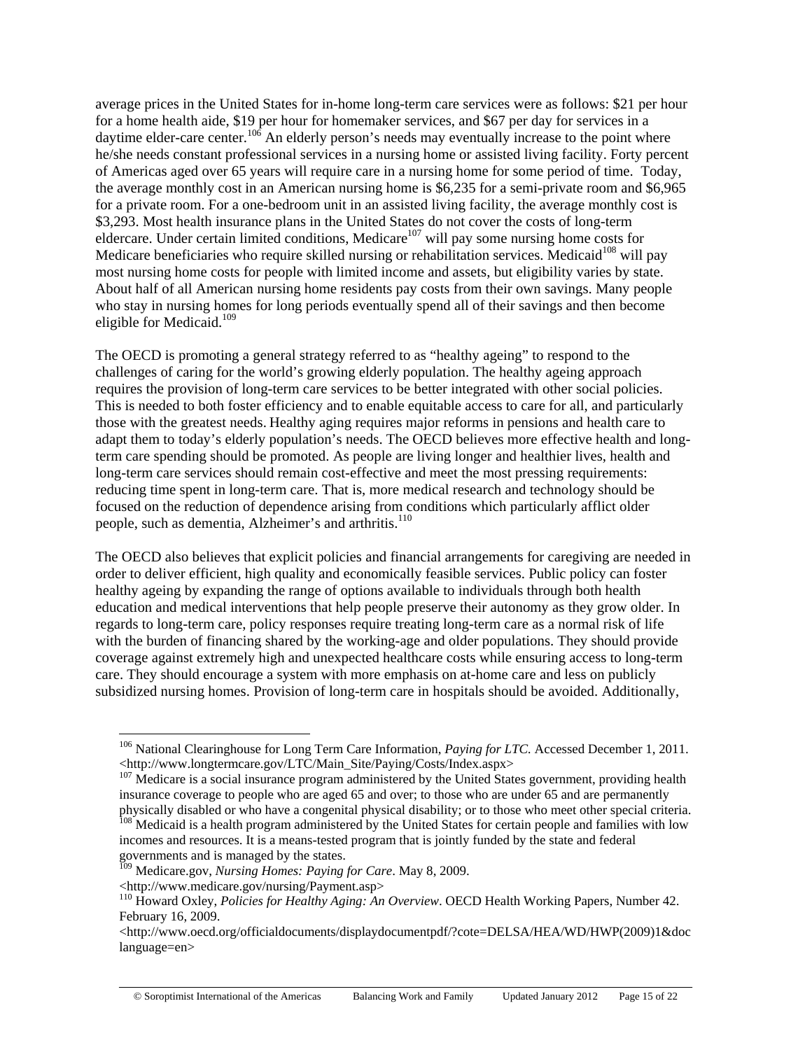average prices in the United States for in-home long-term care services were as follows: $21 per hour for a home health aide, $19 per hour for homemaker services, and $67 per day for services in a daytime elder-care center.[106] An elderly person's needs may eventually increase to the point where he/she needs constant professional services in a nursing home or assisted living facility. Forty percent of Americas aged over 65 years will require care in a nursing home for some period of time. Today, the average monthly cost in an American nursing home is $6,235 for a semi-private room and $6,965 for a private room. For a one-bedroom unit in an assisted living facility, the average monthly cost is $3,293. Most health insurance plans in the United States do not cover the costs of long-term eldercare. Under certain limited conditions, Medicare[107] will pay some nursing home costs for Medicare beneficiaries who require skilled nursing or rehabilitation services. Medicaid[108] will pay most nursing home costs for people with limited income and assets, but eligibility varies by state. About half of all American nursing home residents pay costs from their own savings. Many people who stay in nursing homes for long periods eventually spend all of their savings and then become eligible for Medicaid.[109]

The OECD is promoting a general strategy referred to as "healthy ageing" to respond to the challenges of caring for the world's growing elderly population. The healthy ageing approach requires the provision of long-term care services to be better integrated with other social policies. This is needed to both foster efficiency and to enable equitable access to care for all, and particularly those with the greatest needs. Healthy aging requires major reforms in pensions and health care to adapt them to today's elderly population's needs. The OECD believes more effective health and long-term care spending should be promoted. As people are living longer and healthier lives, health and long-term care services should remain cost-effective and meet the most pressing requirements: reducing time spent in long-term care. That is, more medical research and technology should be focused on the reduction of dependence arising from conditions which particularly afflict older people, such as dementia, Alzheimer's and arthritis.[110]

The OECD also believes that explicit policies and financial arrangements for caregiving are needed in order to deliver efficient, high quality and economically feasible services. Public policy can foster healthy ageing by expanding the range of options available to individuals through both health education and medical interventions that help people preserve their autonomy as they grow older. In regards to long-term care, policy responses require treating long-term care as a normal risk of life with the burden of financing shared by the working-age and older populations. They should provide coverage against extremely high and unexpected healthcare costs while ensuring access to long-term care. They should encourage a system with more emphasis on at-home care and less on publicly subsidized nursing homes. Provision of long-term care in hospitals should be avoided. Additionally,

---

[106] National Clearinghouse for Long Term Care Information, *Paying for LTC.* Accessed December 1, 2011. <http://www.longtermcare.gov/LTC/Main_Site/Paying/Costs/Index.aspx>

[107] Medicare is a social insurance program administered by the United States government, providing health insurance coverage to people who are aged 65 and over; to those who are under 65 and are permanently physically disabled or who have a congenital physical disability; or to those who meet other special criteria.

[108] Medicaid is a health program administered by the United States for certain people and families with low incomes and resources. It is a means-tested program that is jointly funded by the state and federal governments and is managed by the states.

[109] Medicare.gov, *Nursing Homes: Paying for Care*. May 8, 2009. <http://www.medicare.gov/nursing/Payment.asp>

[110] Howard Oxley, *Policies for Healthy Aging: An Overview*. OECD Health Working Papers, Number 42. February 16, 2009. <http://www.oecd.org/officialdocuments/displaydocumentpdf/?cote=DELSA/HEA/WD/HWP(2009)1&doclanguage=en>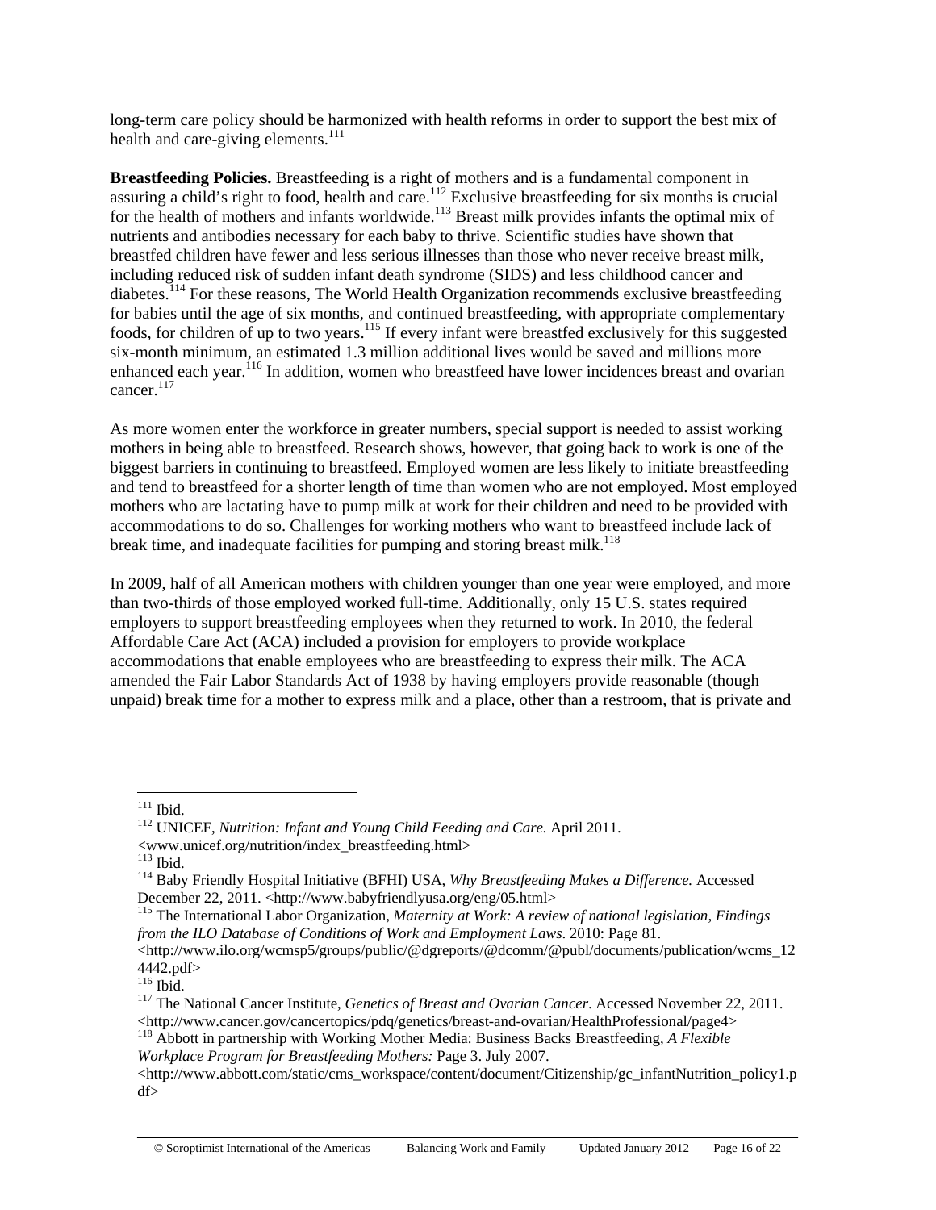long-term care policy should be harmonized with health reforms in order to support the best mix of health and care-giving elements.[111]

**Breastfeeding Policies.** Breastfeeding is a right of mothers and is a fundamental component in assuring a child's right to food, health and care.[112] Exclusive breastfeeding for six months is crucial for the health of mothers and infants worldwide.[113] Breast milk provides infants the optimal mix of nutrients and antibodies necessary for each baby to thrive. Scientific studies have shown that breastfed children have fewer and less serious illnesses than those who never receive breast milk, including reduced risk of sudden infant death syndrome (SIDS) and less childhood cancer and diabetes.[114] For these reasons, The World Health Organization recommends exclusive breastfeeding for babies until the age of six months, and continued breastfeeding, with appropriate complementary foods, for children of up to two years.[115] If every infant were breastfed exclusively for this suggested six-month minimum, an estimated 1.3 million additional lives would be saved and millions more enhanced each year.[116] In addition, women who breastfeed have lower incidences breast and ovarian cancer.[117]

As more women enter the workforce in greater numbers, special support is needed to assist working mothers in being able to breastfeed. Research shows, however, that going back to work is one of the biggest barriers in continuing to breastfeed. Employed women are less likely to initiate breastfeeding and tend to breastfeed for a shorter length of time than women who are not employed. Most employed mothers who are lactating have to pump milk at work for their children and need to be provided with accommodations to do so. Challenges for working mothers who want to breastfeed include lack of break time, and inadequate facilities for pumping and storing breast milk.[118]

In 2009, half of all American mothers with children younger than one year were employed, and more than two-thirds of those employed worked full-time. Additionally, only 15 U.S. states required employers to support breastfeeding employees when they returned to work. In 2010, the federal Affordable Care Act (ACA) included a provision for employers to provide workplace accommodations that enable employees who are breastfeeding to express their milk. The ACA amended the Fair Labor Standards Act of 1938 by having employers provide reasonable (though unpaid) break time for a mother to express milk and a place, other than a restroom, that is private and

---

[111] Ibid.

[112] UNICEF, *Nutrition: Infant and Young Child Feeding and Care.* April 2011. <www.unicef.org/nutrition/index_breastfeeding.html>

[113] Ibid.

[114] Baby Friendly Hospital Initiative (BFHI) USA, *Why Breastfeeding Makes a Difference.* Accessed December 22, 2011. <http://www.babyfriendlyusa.org/eng/05.html>

[115] The International Labor Organization, *Maternity at Work: A review of national legislation, Findings from the ILO Database of Conditions of Work and Employment Laws*. 2010: Page 81. <http://www.ilo.org/wcmsp5/groups/public/@dgreports/@dcomm/@publ/documents/publication/wcms_124442.pdf>

[116] Ibid.

[117] The National Cancer Institute, *Genetics of Breast and Ovarian Cancer*. Accessed November 22, 2011. <http://www.cancer.gov/cancertopics/pdq/genetics/breast-and-ovarian/HealthProfessional/page4>

[118] Abbott in partnership with Working Mother Media: Business Backs Breastfeeding, *A Flexible Workplace Program for Breastfeeding Mothers:* Page 3. July 2007. <http://www.abbott.com/static/cms_workspace/content/document/Citizenship/gc_infantNutrition_policy1.pdf>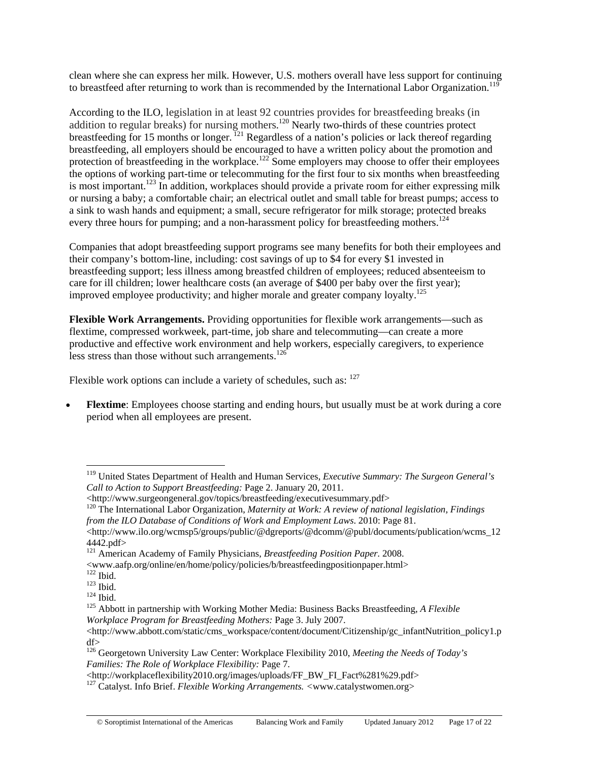clean where she can express her milk. However, U.S. mothers overall have less support for continuing to breastfeed after returning to work than is recommended by the International Labor Organization.[119]

According to the ILO, legislation in at least 92 countries provides for breastfeeding breaks (in addition to regular breaks) for nursing mothers.[120] Nearly two-thirds of these countries protect breastfeeding for 15 months or longer.[121] Regardless of a nation's policies or lack thereof regarding breastfeeding, all employers should be encouraged to have a written policy about the promotion and protection of breastfeeding in the workplace.[122] Some employers may choose to offer their employees the options of working part-time or telecommuting for the first four to six months when breastfeeding is most important.[123] In addition, workplaces should provide a private room for either expressing milk or nursing a baby; a comfortable chair; an electrical outlet and small table for breast pumps; access to a sink to wash hands and equipment; a small, secure refrigerator for milk storage; protected breaks every three hours for pumping; and a non-harassment policy for breastfeeding mothers.[124]

Companies that adopt breastfeeding support programs see many benefits for both their employees and their company's bottom-line, including: cost savings of up to $4 for every $1 invested in breastfeeding support; less illness among breastfed children of employees; reduced absenteeism to care for ill children; lower healthcare costs (an average of $400 per baby over the first year); improved employee productivity; and higher morale and greater company loyalty.[125]

**Flexible Work Arrangements.** Providing opportunities for flexible work arrangements—such as flextime, compressed workweek, part-time, job share and telecommuting—can create a more productive and effective work environment and help workers, especially caregivers, to experience less stress than those without such arrangements.[126]

Flexible work options can include a variety of schedules, such as: [127]

- **Flextime**: Employees choose starting and ending hours, but usually must be at work during a core period when all employees are present.

---

[119] United States Department of Health and Human Services, *Executive Summary: The Surgeon General's Call to Action to Support Breastfeeding:* Page 2. January 20, 2011. <http://www.surgeongeneral.gov/topics/breastfeeding/executivesummary.pdf>

[120] The International Labor Organization, *Maternity at Work: A review of national legislation, Findings from the ILO Database of Conditions of Work and Employment Laws*. 2010: Page 81. <http://www.ilo.org/wcmsp5/groups/public/@dgreports/@dcomm/@publ/documents/publication/wcms_124442.pdf>

[121] American Academy of Family Physicians, *Breastfeeding Position Paper.* 2008. <www.aafp.org/online/en/home/policy/policies/b/breastfeedingpositionpaper.html>

[122] Ibid.

[123] Ibid.

[124] Ibid.

[125] Abbott in partnership with Working Mother Media: Business Backs Breastfeeding, *A Flexible Workplace Program for Breastfeeding Mothers:* Page 3. July 2007. <http://www.abbott.com/static/cms_workspace/content/document/Citizenship/gc_infantNutrition_policy1.pdf>

[126] Georgetown University Law Center: Workplace Flexibility 2010, *Meeting the Needs of Today's Families: The Role of Workplace Flexibility:* Page 7. <http://workplaceflexibility2010.org/images/uploads/FF_BW_FI_Fact%281%29.pdf>

[127] Catalyst. Info Brief. *Flexible Working Arrangements.* <www.catalystwomen.org>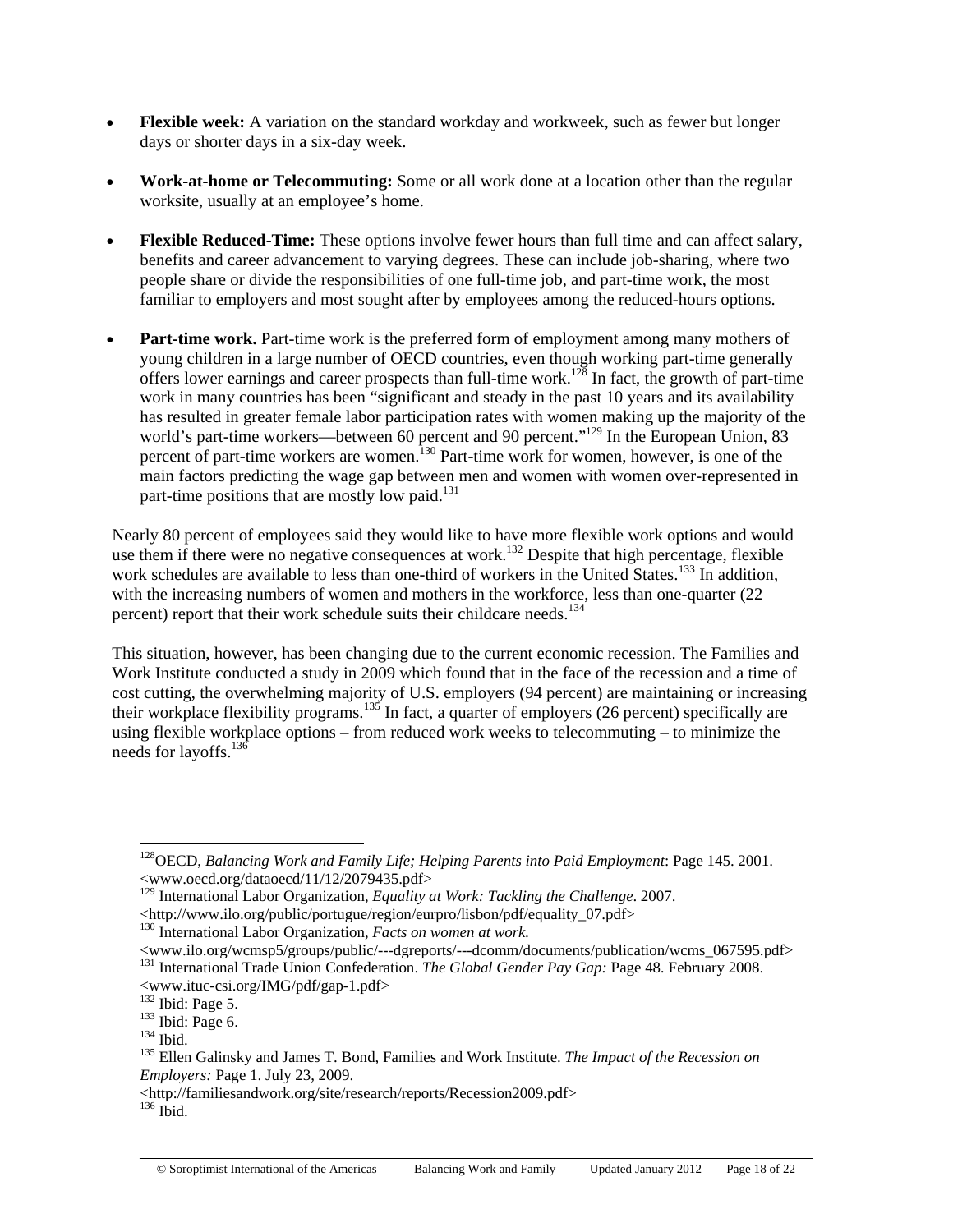- **Flexible week:** A variation on the standard workday and workweek, such as fewer but longer days or shorter days in a six-day week.

- **Work-at-home or Telecommuting:** Some or all work done at a location other than the regular worksite, usually at an employee's home.

- **Flexible Reduced-Time:** These options involve fewer hours than full time and can affect salary, benefits and career advancement to varying degrees. These can include job-sharing, where two people share or divide the responsibilities of one full-time job, and part-time work, the most familiar to employers and most sought after by employees among the reduced-hours options.

- **Part-time work.** Part-time work is the preferred form of employment among many mothers of young children in a large number of OECD countries, even though working part-time generally offers lower earnings and career prospects than full-time work.[128] In fact, the growth of part-time work in many countries has been "significant and steady in the past 10 years and its availability has resulted in greater female labor participation rates with women making up the majority of the world's part-time workers—between 60 percent and 90 percent."[129] In the European Union, 83 percent of part-time workers are women.[130] Part-time work for women, however, is one of the main factors predicting the wage gap between men and women with women over-represented in part-time positions that are mostly low paid.[131]

Nearly 80 percent of employees said they would like to have more flexible work options and would use them if there were no negative consequences at work.[132] Despite that high percentage, flexible work schedules are available to less than one-third of workers in the United States.[133] In addition, with the increasing numbers of women and mothers in the workforce, less than one-quarter (22 percent) report that their work schedule suits their childcare needs.[134]

This situation, however, has been changing due to the current economic recession. The Families and Work Institute conducted a study in 2009 which found that in the face of the recession and a time of cost cutting, the overwhelming majority of U.S. employers (94 percent) are maintaining or increasing their workplace flexibility programs.[135] In fact, a quarter of employers (26 percent) specifically are using flexible workplace options – from reduced work weeks to telecommuting – to minimize the needs for layoffs.[136]

---

[128] OECD, *Balancing Work and Family Life; Helping Parents into Paid Employment*: Page 145. 2001. <www.oecd.org/dataoecd/11/12/2079435.pdf>

[129] International Labor Organization, *Equality at Work: Tackling the Challenge*. 2007. <http://www.ilo.org/public/portugue/region/eurpro/lisbon/pdf/equality_07.pdf>

[130] International Labor Organization, *Facts on women at work.* <www.ilo.org/wcmsp5/groups/public/---dgreports/---dcomm/documents/publication/wcms_067595.pdf>

[131] International Trade Union Confederation. *The Global Gender Pay Gap:* Page 48. February 2008. <www.ituc-csi.org/IMG/pdf/gap-1.pdf>

[132] Ibid: Page 5.

[133] Ibid: Page 6.

[134] Ibid.

[135] Ellen Galinsky and James T. Bond, Families and Work Institute. *The Impact of the Recession on Employers:* Page 1. July 23, 2009. <http://familiesandwork.org/site/research/reports/Recession2009.pdf>

[136] Ibid.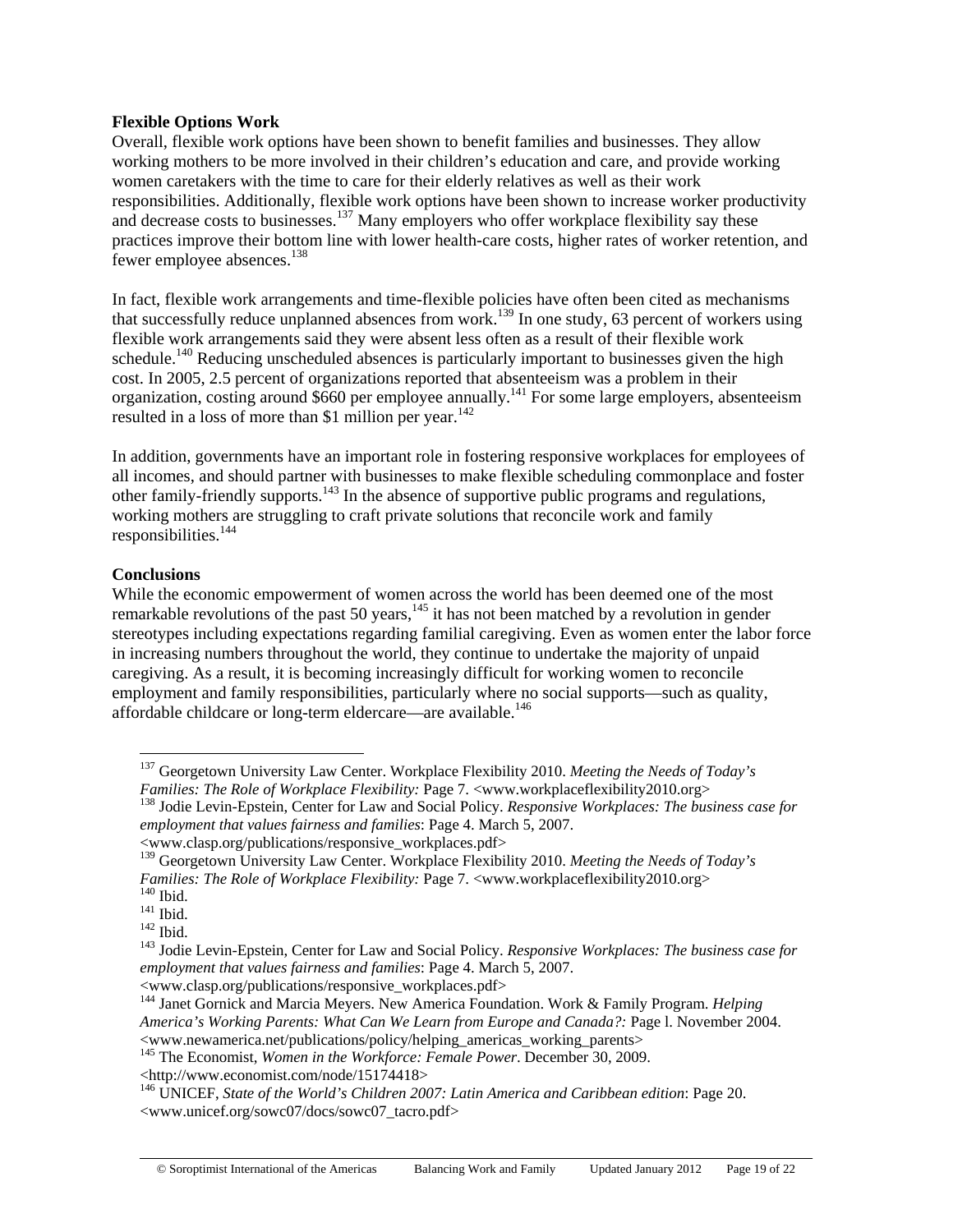**Flexible Options Work**

Overall, flexible work options have been shown to benefit families and businesses. They allow working mothers to be more involved in their children's education and care, and provide working women caretakers with the time to care for their elderly relatives as well as their work responsibilities. Additionally, flexible work options have been shown to increase worker productivity and decrease costs to businesses.[137] Many employers who offer workplace flexibility say these practices improve their bottom line with lower health-care costs, higher rates of worker retention, and fewer employee absences.[138]

In fact, flexible work arrangements and time-flexible policies have often been cited as mechanisms that successfully reduce unplanned absences from work.[139] In one study, 63 percent of workers using flexible work arrangements said they were absent less often as a result of their flexible work schedule.[140] Reducing unscheduled absences is particularly important to businesses given the high cost. In 2005, 2.5 percent of organizations reported that absenteeism was a problem in their organization, costing around $660 per employee annually.[141] For some large employers, absenteeism resulted in a loss of more than $1 million per year.[142]

In addition, governments have an important role in fostering responsive workplaces for employees of all incomes, and should partner with businesses to make flexible scheduling commonplace and foster other family-friendly supports.[143] In the absence of supportive public programs and regulations, working mothers are struggling to craft private solutions that reconcile work and family responsibilities.[144]

**Conclusions**

While the economic empowerment of women across the world has been deemed one of the most remarkable revolutions of the past 50 years,[145] it has not been matched by a revolution in gender stereotypes including expectations regarding familial caregiving. Even as women enter the labor force in increasing numbers throughout the world, they continue to undertake the majority of unpaid caregiving. As a result, it is becoming increasingly difficult for working women to reconcile employment and family responsibilities, particularly where no social supports—such as quality, affordable childcare or long-term eldercare—are available.[146]

---

[137] Georgetown University Law Center. Workplace Flexibility 2010. *Meeting the Needs of Today's Families: The Role of Workplace Flexibility:* Page 7. <www.workplaceflexibility2010.org>

[138] Jodie Levin-Epstein, Center for Law and Social Policy. *Responsive Workplaces: The business case for employment that values fairness and families*: Page 4. March 5, 2007. <www.clasp.org/publications/responsive_workplaces.pdf>

[139] Georgetown University Law Center. Workplace Flexibility 2010. *Meeting the Needs of Today's Families: The Role of Workplace Flexibility:* Page 7. <www.workplaceflexibility2010.org>

[140] Ibid.

[141] Ibid.

[142] Ibid.

[143] Jodie Levin-Epstein, Center for Law and Social Policy. *Responsive Workplaces: The business case for employment that values fairness and families*: Page 4. March 5, 2007. <www.clasp.org/publications/responsive_workplaces.pdf>

[144] Janet Gornick and Marcia Meyers. New America Foundation. Work & Family Program. *Helping America's Working Parents: What Can We Learn from Europe and Canada?:* Page l. November 2004. <www.newamerica.net/publications/policy/helping_americas_working_parents>

[145] The Economist, *Women in the Workforce: Female Power*. December 30, 2009. <http://www.economist.com/node/15174418>

[146] UNICEF, *State of the World's Children 2007: Latin America and Caribbean edition*: Page 20. <www.unicef.org/sowc07/docs/sowc07_tacro.pdf>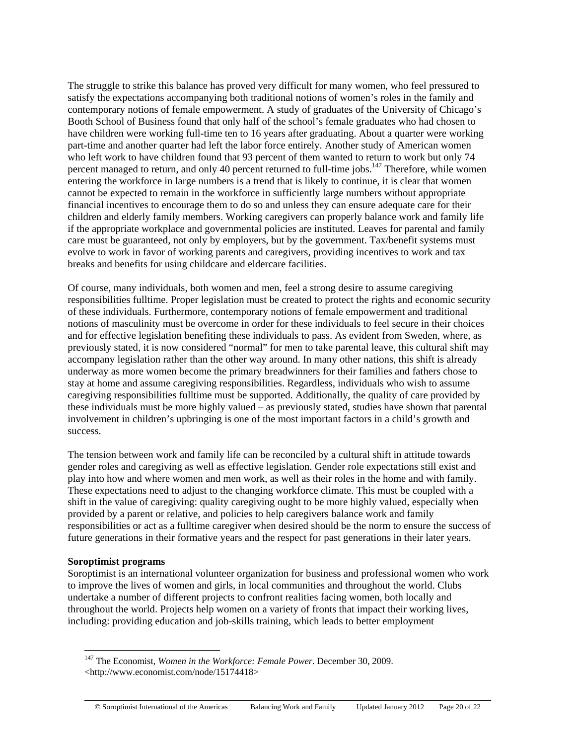The struggle to strike this balance has proved very difficult for many women, who feel pressured to satisfy the expectations accompanying both traditional notions of women's roles in the family and contemporary notions of female empowerment. A study of graduates of the University of Chicago's Booth School of Business found that only half of the school's female graduates who had chosen to have children were working full-time ten to 16 years after graduating. About a quarter were working part-time and another quarter had left the labor force entirely. Another study of American women who left work to have children found that 93 percent of them wanted to return to work but only 74 percent managed to return, and only 40 percent returned to full-time jobs.[147] Therefore, while women entering the workforce in large numbers is a trend that is likely to continue, it is clear that women cannot be expected to remain in the workforce in sufficiently large numbers without appropriate financial incentives to encourage them to do so and unless they can ensure adequate care for their children and elderly family members. Working caregivers can properly balance work and family life if the appropriate workplace and governmental policies are instituted. Leaves for parental and family care must be guaranteed, not only by employers, but by the government. Tax/benefit systems must evolve to work in favor of working parents and caregivers, providing incentives to work and tax breaks and benefits for using childcare and eldercare facilities.

Of course, many individuals, both women and men, feel a strong desire to assume caregiving responsibilities fulltime. Proper legislation must be created to protect the rights and economic security of these individuals. Furthermore, contemporary notions of female empowerment and traditional notions of masculinity must be overcome in order for these individuals to feel secure in their choices and for effective legislation benefiting these individuals to pass. As evident from Sweden, where, as previously stated, it is now considered "normal" for men to take parental leave, this cultural shift may accompany legislation rather than the other way around. In many other nations, this shift is already underway as more women become the primary breadwinners for their families and fathers chose to stay at home and assume caregiving responsibilities. Regardless, individuals who wish to assume caregiving responsibilities fulltime must be supported. Additionally, the quality of care provided by these individuals must be more highly valued – as previously stated, studies have shown that parental involvement in children's upbringing is one of the most important factors in a child's growth and success.

The tension between work and family life can be reconciled by a cultural shift in attitude towards gender roles and caregiving as well as effective legislation. Gender role expectations still exist and play into how and where women and men work, as well as their roles in the home and with family. These expectations need to adjust to the changing workforce climate. This must be coupled with a shift in the value of caregiving: quality caregiving ought to be more highly valued, especially when provided by a parent or relative, and policies to help caregivers balance work and family responsibilities or act as a fulltime caregiver when desired should be the norm to ensure the success of future generations in their formative years and the respect for past generations in their later years.

**Soroptimist programs**

Soroptimist is an international volunteer organization for business and professional women who work to improve the lives of women and girls, in local communities and throughout the world. Clubs undertake a number of different projects to confront realities facing women, both locally and throughout the world. Projects help women on a variety of fronts that impact their working lives, including: providing education and job-skills training, which leads to better employment

---

[147] The Economist, *Women in the Workforce: Female Power*. December 30, 2009. <http://www.economist.com/node/15174418>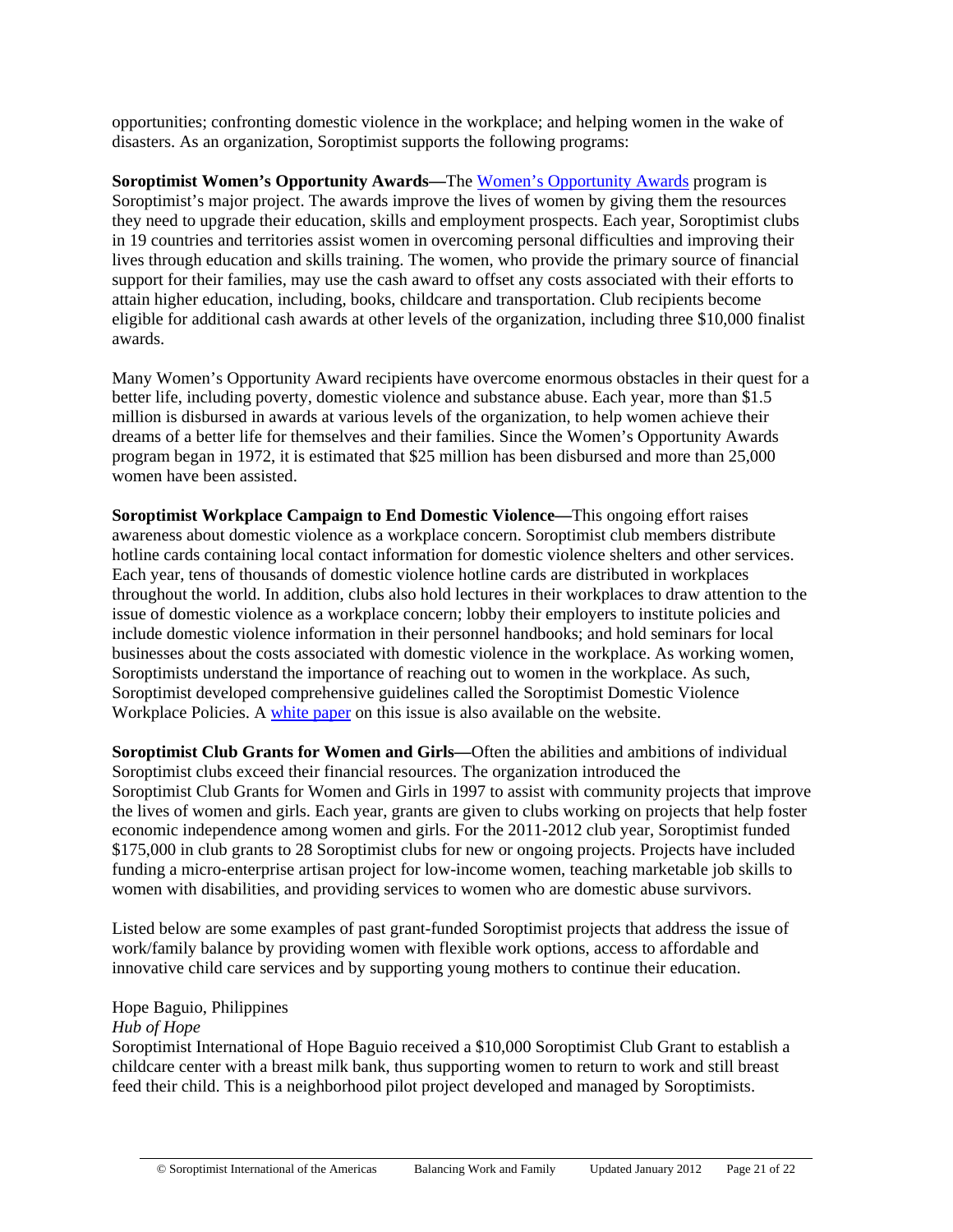opportunities; confronting domestic violence in the workplace; and helping women in the wake of disasters. As an organization, Soroptimist supports the following programs:

**Soroptimist Women's Opportunity Awards—**The Women's Opportunity Awards program is Soroptimist's major project. The awards improve the lives of women by giving them the resources they need to upgrade their education, skills and employment prospects. Each year, Soroptimist clubs in 19 countries and territories assist women in overcoming personal difficulties and improving their lives through education and skills training. The women, who provide the primary source of financial support for their families, may use the cash award to offset any costs associated with their efforts to attain higher education, including, books, childcare and transportation. Club recipients become eligible for additional cash awards at other levels of the organization, including three $10,000 finalist awards.

Many Women's Opportunity Award recipients have overcome enormous obstacles in their quest for a better life, including poverty, domestic violence and substance abuse. Each year, more than $1.5 million is disbursed in awards at various levels of the organization, to help women achieve their dreams of a better life for themselves and their families. Since the Women's Opportunity Awards program began in 1972, it is estimated that $25 million has been disbursed and more than 25,000 women have been assisted.

**Soroptimist Workplace Campaign to End Domestic Violence—**This ongoing effort raises awareness about domestic violence as a workplace concern. Soroptimist club members distribute hotline cards containing local contact information for domestic violence shelters and other services. Each year, tens of thousands of domestic violence hotline cards are distributed in workplaces throughout the world. In addition, clubs also hold lectures in their workplaces to draw attention to the issue of domestic violence as a workplace concern; lobby their employers to institute policies and include domestic violence information in their personnel handbooks; and hold seminars for local businesses about the costs associated with domestic violence in the workplace. As working women, Soroptimists understand the importance of reaching out to women in the workplace. As such, Soroptimist developed comprehensive guidelines called the Soroptimist Domestic Violence Workplace Policies. A white paper on this issue is also available on the website.

**Soroptimist Club Grants for Women and Girls—**Often the abilities and ambitions of individual Soroptimist clubs exceed their financial resources. The organization introduced the Soroptimist Club Grants for Women and Girls in 1997 to assist with community projects that improve the lives of women and girls. Each year, grants are given to clubs working on projects that help foster economic independence among women and girls. For the 2011-2012 club year, Soroptimist funded $175,000 in club grants to 28 Soroptimist clubs for new or ongoing projects. Projects have included funding a micro-enterprise artisan project for low-income women, teaching marketable job skills to women with disabilities, and providing services to women who are domestic abuse survivors.

Listed below are some examples of past grant-funded Soroptimist projects that address the issue of work/family balance by providing women with flexible work options, access to affordable and innovative child care services and by supporting young mothers to continue their education.

Hope Baguio, Philippines
*Hub of Hope*
Soroptimist International of Hope Baguio received a $10,000 Soroptimist Club Grant to establish a childcare center with a breast milk bank, thus supporting women to return to work and still breast feed their child. This is a neighborhood pilot project developed and managed by Soroptimists.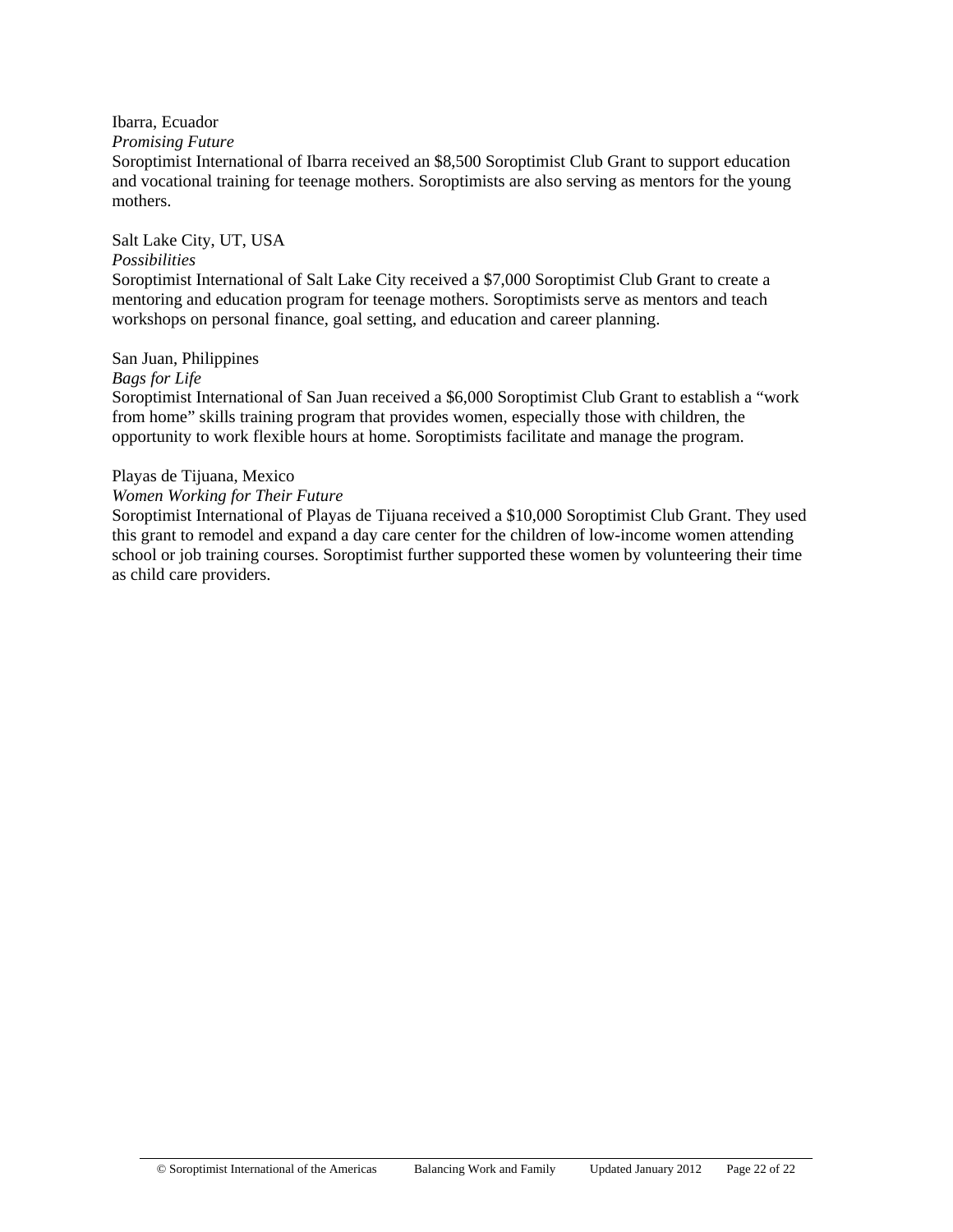Ibarra, Ecuador
*Promising Future*
Soroptimist International of Ibarra received an $8,500 Soroptimist Club Grant to support education and vocational training for teenage mothers. Soroptimists are also serving as mentors for the young mothers.

Salt Lake City, UT, USA
*Possibilities*
Soroptimist International of Salt Lake City received a $7,000 Soroptimist Club Grant to create a mentoring and education program for teenage mothers. Soroptimists serve as mentors and teach workshops on personal finance, goal setting, and education and career planning.

San Juan, Philippines
*Bags for Life*
Soroptimist International of San Juan received a $6,000 Soroptimist Club Grant to establish a "work from home" skills training program that provides women, especially those with children, the opportunity to work flexible hours at home. Soroptimists facilitate and manage the program.

Playas de Tijuana, Mexico
*Women Working for Their Future*
Soroptimist International of Playas de Tijuana received a $10,000 Soroptimist Club Grant. They used this grant to remodel and expand a day care center for the children of low-income women attending school or job training courses. Soroptimist further supported these women by volunteering their time as child care providers.